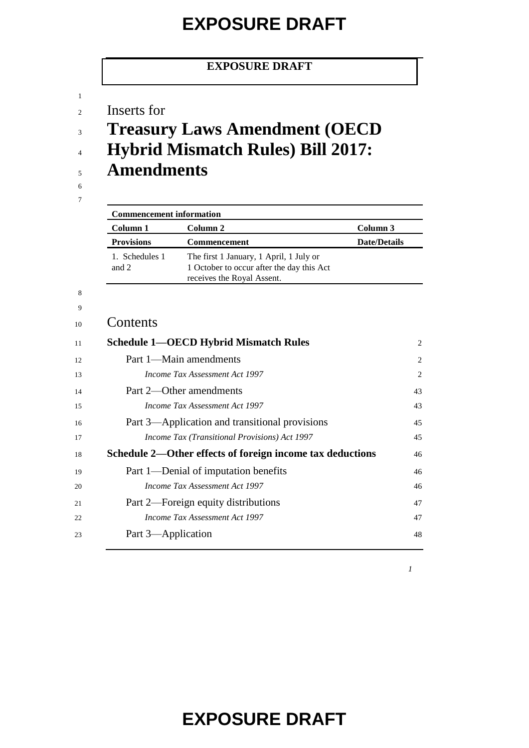**EXPOSURE DRAFT**

Inserts for

# Treasury Laws Amendment (OECD Hybrid Mismatch Rules) Bill 2017: Amendments

| Commencement information | | |
|---|---|---|
| **Column 1** | **Column 2** | **Column 3** |
| **Provisions** | **Commencement** | **Date/Details** |
| 1. Schedules 1 and 2 | The first 1 January, 1 April, 1 July or 1 October to occur after the day this Act receives the Royal Assent. | |

## Contents

| | |
|---|---|
| **Schedule 1—OECD Hybrid Mismatch Rules** | 2 |
| Part 1—Main amendments | 2 |
| *Income Tax Assessment Act 1997* | 2 |
| Part 2—Other amendments | 43 |
| *Income Tax Assessment Act 1997* | 43 |
| Part 3—Application and transitional provisions | 45 |
| *Income Tax (Transitional Provisions) Act 1997* | 45 |
| **Schedule 2—Other effects of foreign income tax deductions** | 46 |
| Part 1—Denial of imputation benefits | 46 |
| *Income Tax Assessment Act 1997* | 46 |
| Part 2—Foreign equity distributions | 47 |
| *Income Tax Assessment Act 1997* | 47 |
| Part 3—Application | 48 |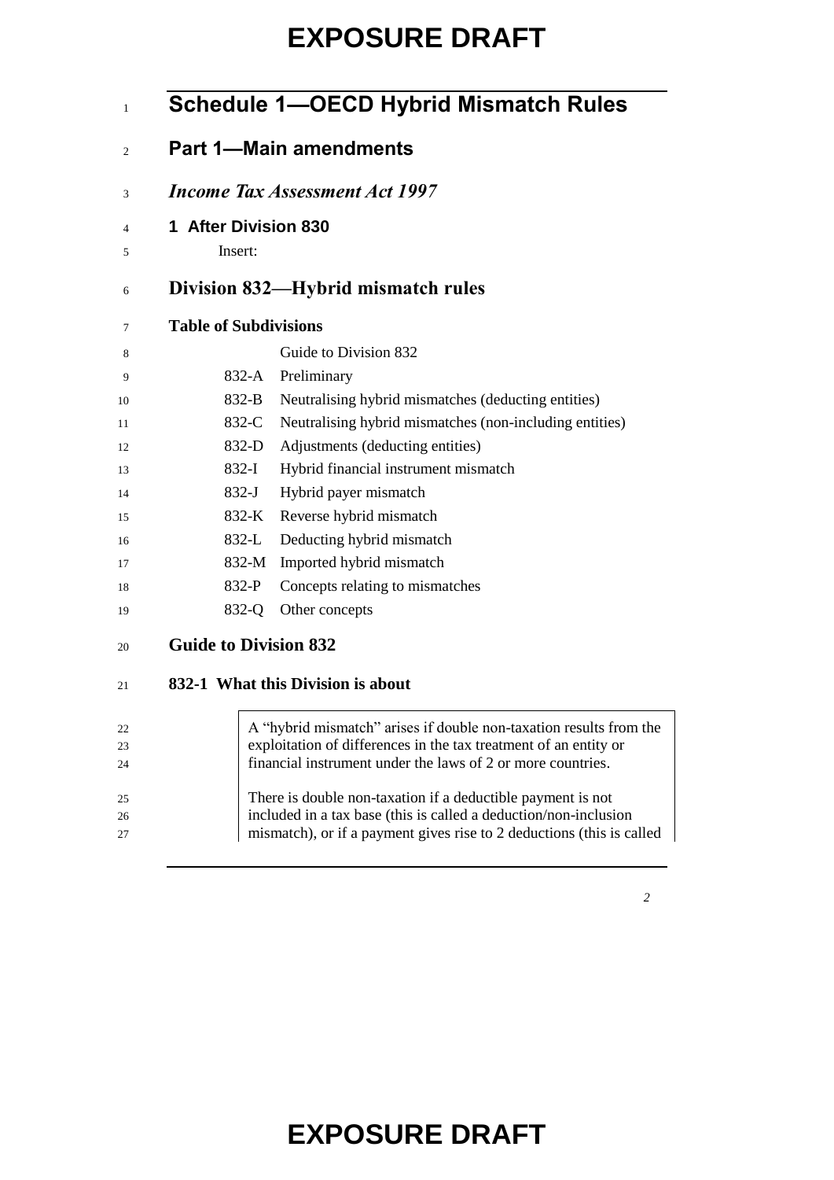# Schedule 1—OECD Hybrid Mismatch Rules

## Part 1—Main amendments

### *Income Tax Assessment Act 1997*

**1 After Division 830**

Insert:

## Division 832—Hybrid mismatch rules

**Table of Subdivisions**

| | |
|---|---|
| | Guide to Division 832 |
| 832-A | Preliminary |
| 832-B | Neutralising hybrid mismatches (deducting entities) |
| 832-C | Neutralising hybrid mismatches (non-including entities) |
| 832-D | Adjustments (deducting entities) |
| 832-I | Hybrid financial instrument mismatch |
| 832-J | Hybrid payer mismatch |
| 832-K | Reverse hybrid mismatch |
| 832-L | Deducting hybrid mismatch |
| 832-M | Imported hybrid mismatch |
| 832-P | Concepts relating to mismatches |
| 832-Q | Other concepts |

### Guide to Division 832

#### 832-1 What this Division is about

A "hybrid mismatch" arises if double non-taxation results from the exploitation of differences in the tax treatment of an entity or financial instrument under the laws of 2 or more countries.

There is double non-taxation if a deductible payment is not included in a tax base (this is called a deduction/non-inclusion mismatch), or if a payment gives rise to 2 deductions (this is called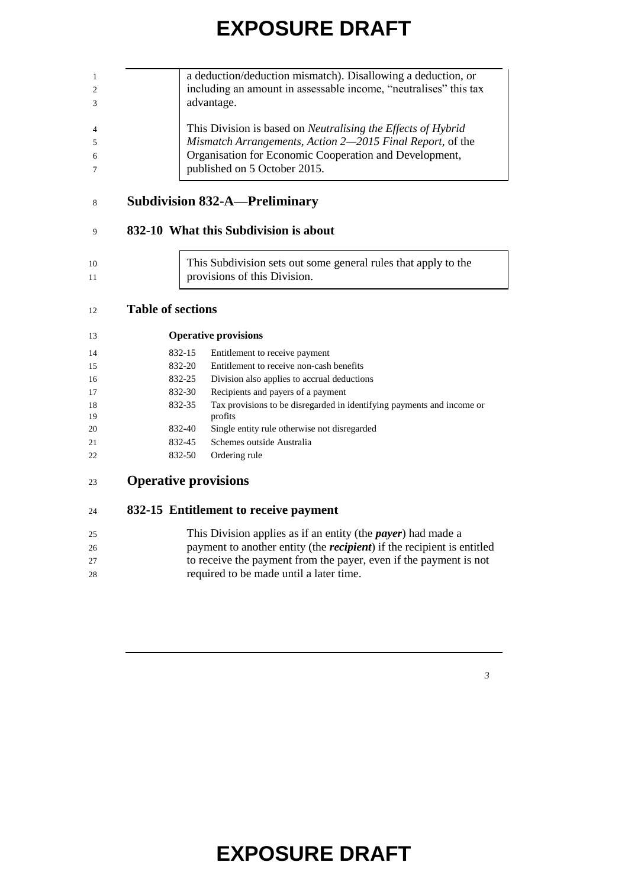a deduction/deduction mismatch). Disallowing a deduction, or including an amount in assessable income, "neutralises" this tax advantage.

This Division is based on *Neutralising the Effects of Hybrid Mismatch Arrangements, Action 2—2015 Final Report*, of the Organisation for Economic Cooperation and Development, published on 5 October 2015.

## Subdivision 832-A—Preliminary

### 832-10 What this Subdivision is about

This Subdivision sets out some general rules that apply to the provisions of this Division.

### Table of sections

**Operative provisions**

| | |
|---|---|
| 832-15 | Entitlement to receive payment |
| 832-20 | Entitlement to receive non-cash benefits |
| 832-25 | Division also applies to accrual deductions |
| 832-30 | Recipients and payers of a payment |
| 832-35 | Tax provisions to be disregarded in identifying payments and income or profits |
| 832-40 | Single entity rule otherwise not disregarded |
| 832-45 | Schemes outside Australia |
| 832-50 | Ordering rule |

## Operative provisions

### 832-15 Entitlement to receive payment

This Division applies as if an entity (the ***payer***) had made a payment to another entity (the ***recipient***) if the recipient is entitled to receive the payment from the payer, even if the payment is not required to be made until a later time.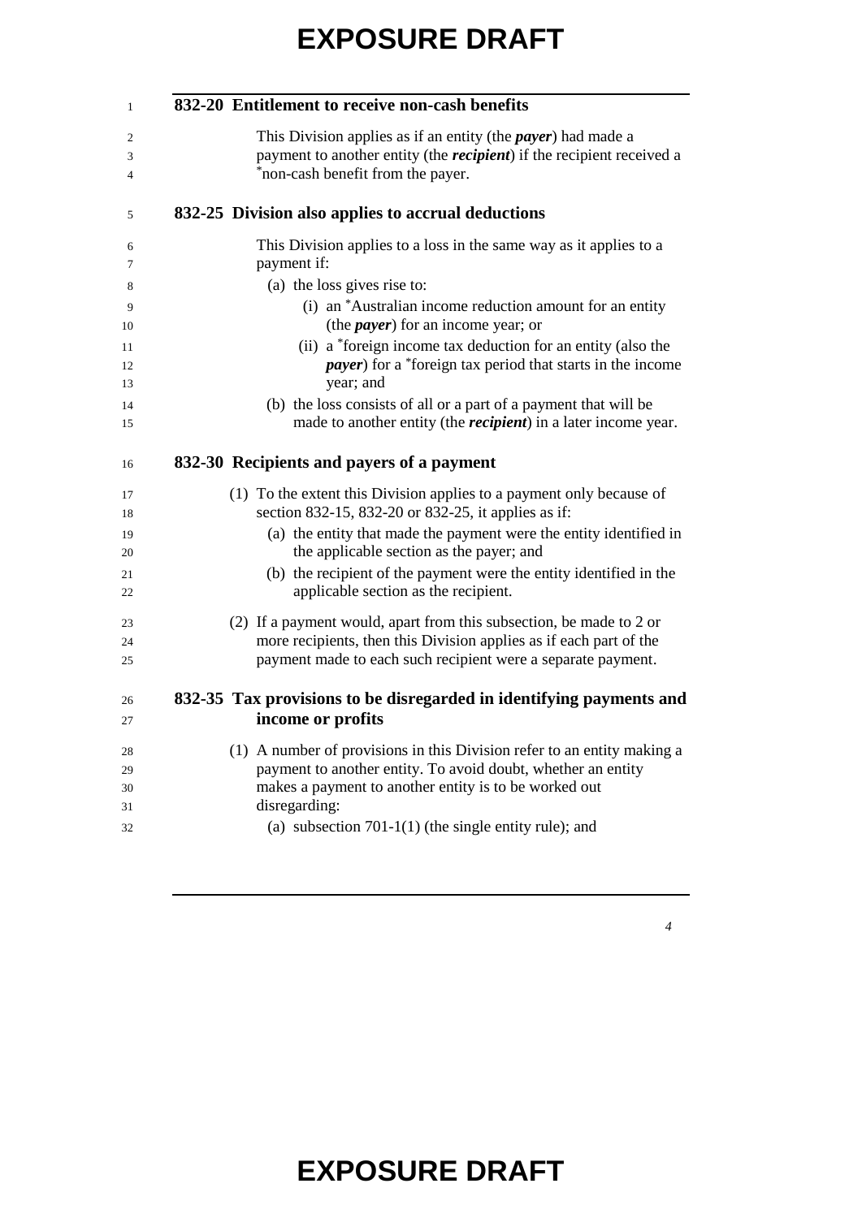### 832-20 Entitlement to receive non-cash benefits

This Division applies as if an entity (the ***payer***) had made a payment to another entity (the ***recipient***) if the recipient received a *non-cash benefit from the payer.

### 832-25 Division also applies to accrual deductions

This Division applies to a loss in the same way as it applies to a payment if:

(a) the loss gives rise to:

(i) an *Australian income reduction amount for an entity (the ***payer***) for an income year; or

(ii) a *foreign income tax deduction for an entity (also the ***payer***) for a *foreign tax period that starts in the income year; and

(b) the loss consists of all or a part of a payment that will be made to another entity (the ***recipient***) in a later income year.

### 832-30 Recipients and payers of a payment

(1) To the extent this Division applies to a payment only because of section 832-15, 832-20 or 832-25, it applies as if:

(a) the entity that made the payment were the entity identified in the applicable section as the payer; and

(b) the recipient of the payment were the entity identified in the applicable section as the recipient.

(2) If a payment would, apart from this subsection, be made to 2 or more recipients, then this Division applies as if each part of the payment made to each such recipient were a separate payment.

### 832-35 Tax provisions to be disregarded in identifying payments and income or profits

(1) A number of provisions in this Division refer to an entity making a payment to another entity. To avoid doubt, whether an entity makes a payment to another entity is to be worked out disregarding:

(a) subsection 701-1(1) (the single entity rule); and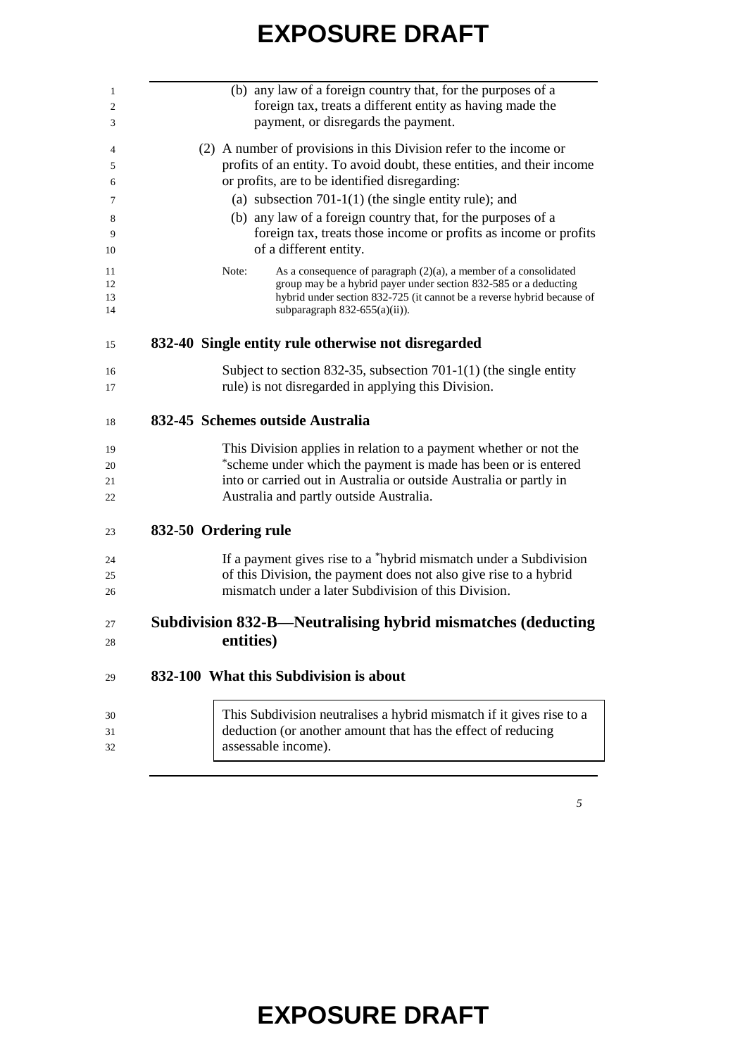(b) any law of a foreign country that, for the purposes of a foreign tax, treats a different entity as having made the payment, or disregards the payment.

(2) A number of provisions in this Division refer to the income or profits of an entity. To avoid doubt, these entities, and their income or profits, are to be identified disregarding:

(a) subsection 701-1(1) (the single entity rule); and

(b) any law of a foreign country that, for the purposes of a foreign tax, treats those income or profits as income or profits of a different entity.

Note: As a consequence of paragraph (2)(a), a member of a consolidated group may be a hybrid payer under section 832-585 or a deducting hybrid under section 832-725 (it cannot be a reverse hybrid because of subparagraph 832-655(a)(ii)).

### 832-40 Single entity rule otherwise not disregarded

Subject to section 832-35, subsection 701-1(1) (the single entity rule) is not disregarded in applying this Division.

### 832-45 Schemes outside Australia

This Division applies in relation to a payment whether or not the *scheme under which the payment is made has been or is entered into or carried out in Australia or outside Australia or partly in Australia and partly outside Australia.

### 832-50 Ordering rule

If a payment gives rise to a *hybrid mismatch under a Subdivision of this Division, the payment does not also give rise to a hybrid mismatch under a later Subdivision of this Division.

## Subdivision 832-B—Neutralising hybrid mismatches (deducting entities)

### 832-100 What this Subdivision is about

> This Subdivision neutralises a hybrid mismatch if it gives rise to a deduction (or another amount that has the effect of reducing assessable income).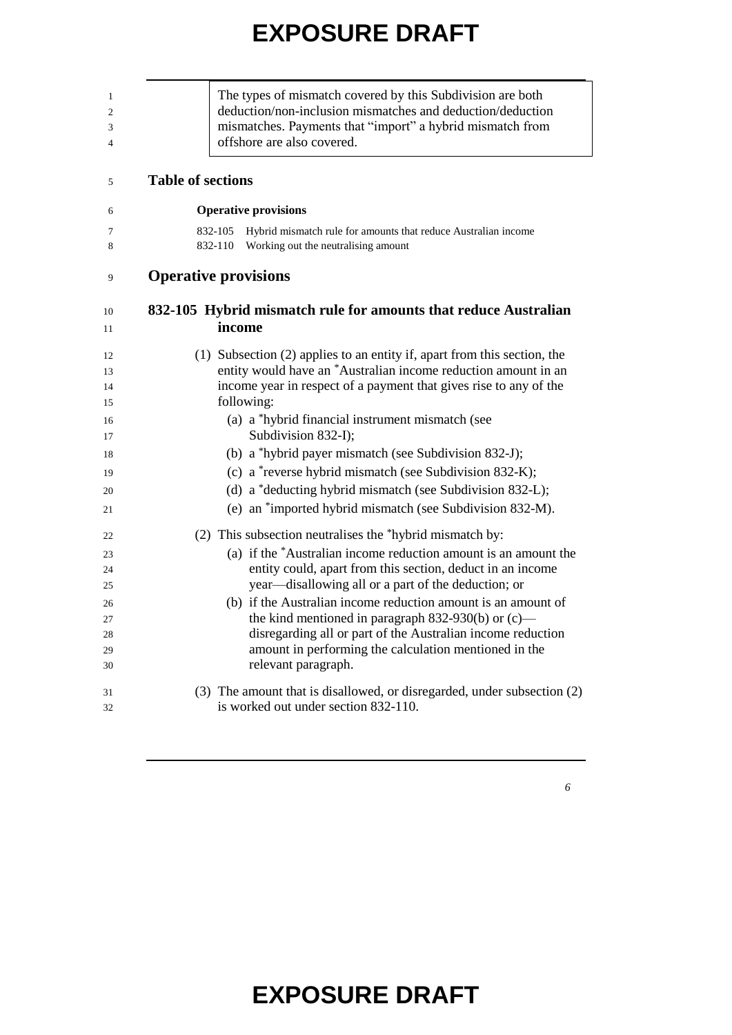> The types of mismatch covered by this Subdivision are both deduction/non-inclusion mismatches and deduction/deduction mismatches. Payments that "import" a hybrid mismatch from offshore are also covered.

## Table of sections

**Operative provisions**

832-105 Hybrid mismatch rule for amounts that reduce Australian income

832-110 Working out the neutralising amount

## Operative provisions

### 832-105 Hybrid mismatch rule for amounts that reduce Australian income

(1) Subsection (2) applies to an entity if, apart from this section, the entity would have an *Australian income reduction amount in an income year in respect of a payment that gives rise to any of the following:

- (a) a *hybrid financial instrument mismatch (see Subdivision 832-I);
- (b) a *hybrid payer mismatch (see Subdivision 832-J);
- (c) a *reverse hybrid mismatch (see Subdivision 832-K);
- (d) a *deducting hybrid mismatch (see Subdivision 832-L);
- (e) an *imported hybrid mismatch (see Subdivision 832-M).

(2) This subsection neutralises the *hybrid mismatch by:

- (a) if the *Australian income reduction amount is an amount the entity could, apart from this section, deduct in an income year—disallowing all or a part of the deduction; or
- (b) if the Australian income reduction amount is an amount of the kind mentioned in paragraph 832-930(b) or (c)—disregarding all or part of the Australian income reduction amount in performing the calculation mentioned in the relevant paragraph.

(3) The amount that is disallowed, or disregarded, under subsection (2) is worked out under section 832-110.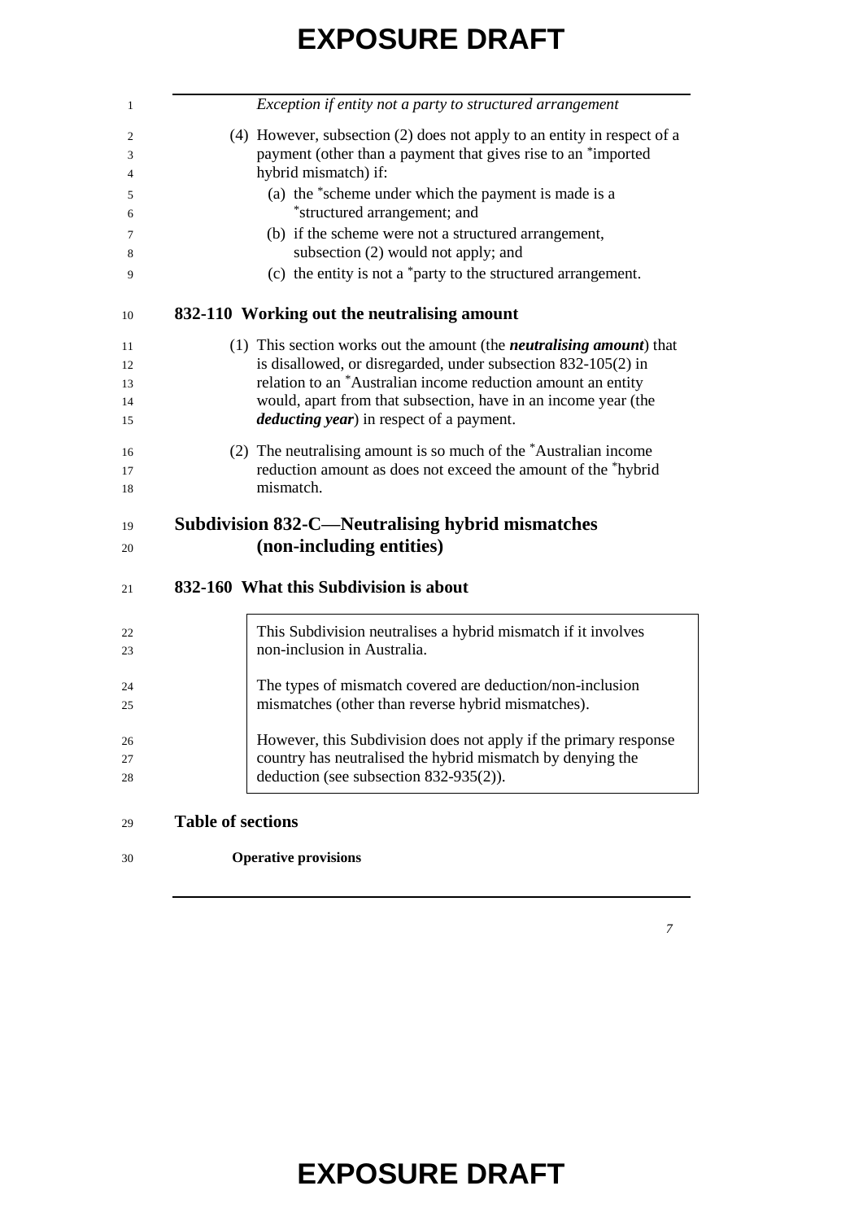*Exception if entity not a party to structured arrangement*

(4) However, subsection (2) does not apply to an entity in respect of a payment (other than a payment that gives rise to an *imported hybrid mismatch) if:

(a) the *scheme under which the payment is made is a *structured arrangement; and

(b) if the scheme were not a structured arrangement, subsection (2) would not apply; and

(c) the entity is not a *party to the structured arrangement.

### 832-110 Working out the neutralising amount

(1) This section works out the amount (the ***neutralising amount***) that is disallowed, or disregarded, under subsection 832-105(2) in relation to an *Australian income reduction amount an entity would, apart from that subsection, have in an income year (the ***deducting year***) in respect of a payment.

(2) The neutralising amount is so much of the *Australian income reduction amount as does not exceed the amount of the *hybrid mismatch.

## Subdivision 832-C—Neutralising hybrid mismatches (non-including entities)

### 832-160 What this Subdivision is about

> This Subdivision neutralises a hybrid mismatch if it involves non-inclusion in Australia.
>
> The types of mismatch covered are deduction/non-inclusion mismatches (other than reverse hybrid mismatches).
>
> However, this Subdivision does not apply if the primary response country has neutralised the hybrid mismatch by denying the deduction (see subsection 832-935(2)).

**Table of sections**

**Operative provisions**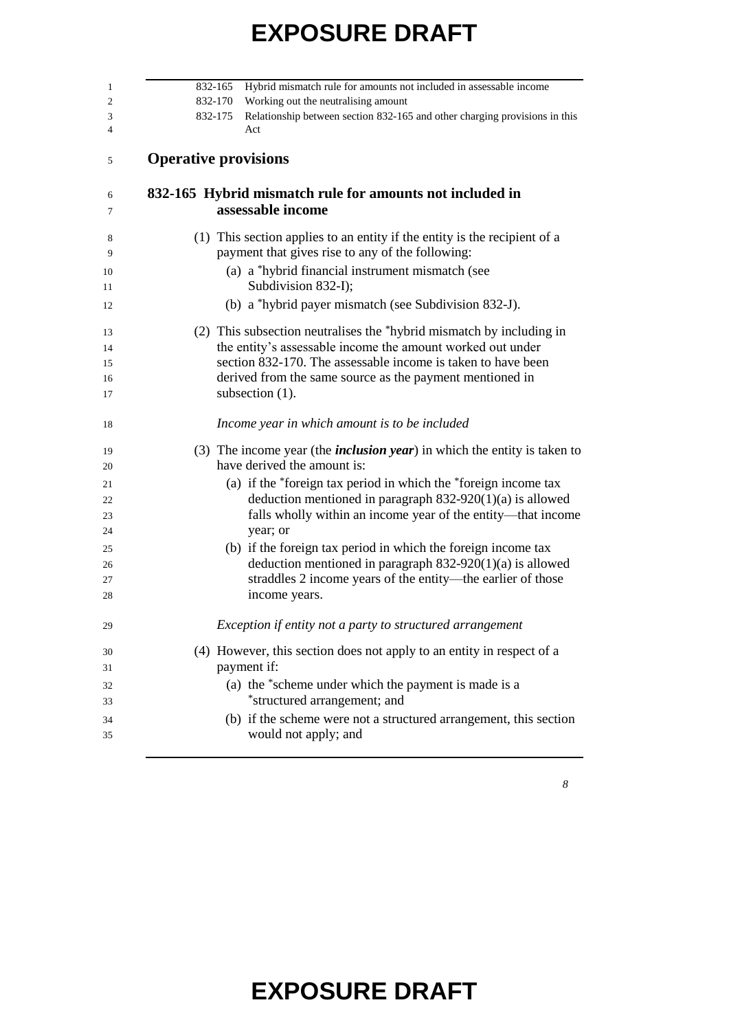832-165 Hybrid mismatch rule for amounts not included in assessable income
832-170 Working out the neutralising amount
832-175 Relationship between section 832-165 and other charging provisions in this Act

## Operative provisions

### 832-165 Hybrid mismatch rule for amounts not included in assessable income

(1) This section applies to an entity if the entity is the recipient of a payment that gives rise to any of the following:

(a) a *hybrid financial instrument mismatch (see Subdivision 832-I);

(b) a *hybrid payer mismatch (see Subdivision 832-J).

(2) This subsection neutralises the *hybrid mismatch by including in the entity's assessable income the amount worked out under section 832-170. The assessable income is taken to have been derived from the same source as the payment mentioned in subsection (1).

*Income year in which amount is to be included*

(3) The income year (the ***inclusion year***) in which the entity is taken to have derived the amount is:

(a) if the *foreign tax period in which the *foreign income tax deduction mentioned in paragraph 832-920(1)(a) is allowed falls wholly within an income year of the entity—that income year; or

(b) if the foreign tax period in which the foreign income tax deduction mentioned in paragraph 832-920(1)(a) is allowed straddles 2 income years of the entity—the earlier of those income years.

*Exception if entity not a party to structured arrangement*

(4) However, this section does not apply to an entity in respect of a payment if:

(a) the *scheme under which the payment is made is a *structured arrangement; and

(b) if the scheme were not a structured arrangement, this section would not apply; and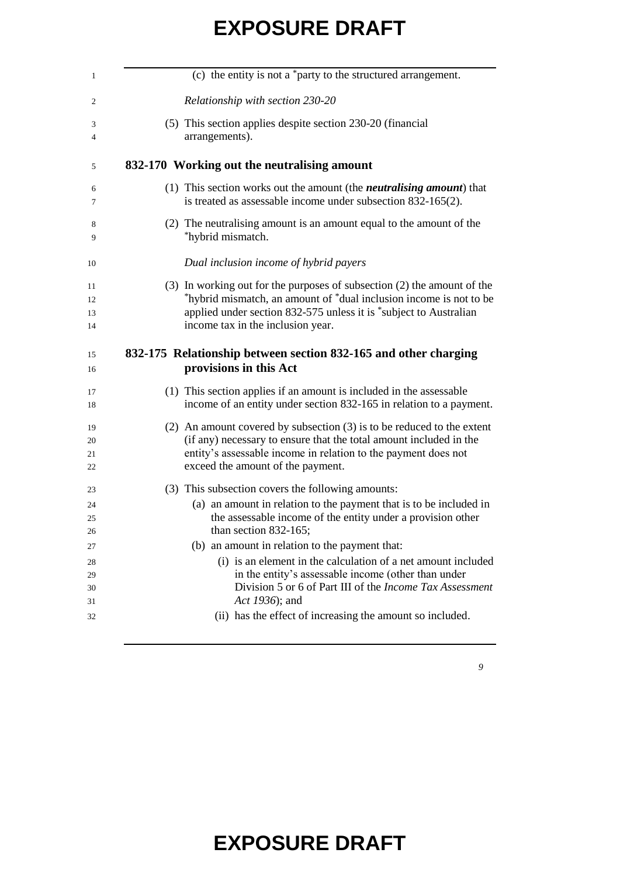(c) the entity is not a *party to the structured arrangement.

*Relationship with section 230-20*

(5) This section applies despite section 230-20 (financial arrangements).

### 832-170 Working out the neutralising amount

(1) This section works out the amount (the ***neutralising amount***) that is treated as assessable income under subsection 832-165(2).

(2) The neutralising amount is an amount equal to the amount of the *hybrid mismatch.

*Dual inclusion income of hybrid payers*

(3) In working out for the purposes of subsection (2) the amount of the *hybrid mismatch, an amount of *dual inclusion income is not to be applied under section 832-575 unless it is *subject to Australian income tax in the inclusion year.

### 832-175 Relationship between section 832-165 and other charging provisions in this Act

(1) This section applies if an amount is included in the assessable income of an entity under section 832-165 in relation to a payment.

(2) An amount covered by subsection (3) is to be reduced to the extent (if any) necessary to ensure that the total amount included in the entity's assessable income in relation to the payment does not exceed the amount of the payment.

(3) This subsection covers the following amounts:

(a) an amount in relation to the payment that is to be included in the assessable income of the entity under a provision other than section 832-165;

(b) an amount in relation to the payment that:

(i) is an element in the calculation of a net amount included in the entity's assessable income (other than under Division 5 or 6 of Part III of the *Income Tax Assessment Act 1936*); and

(ii) has the effect of increasing the amount so included.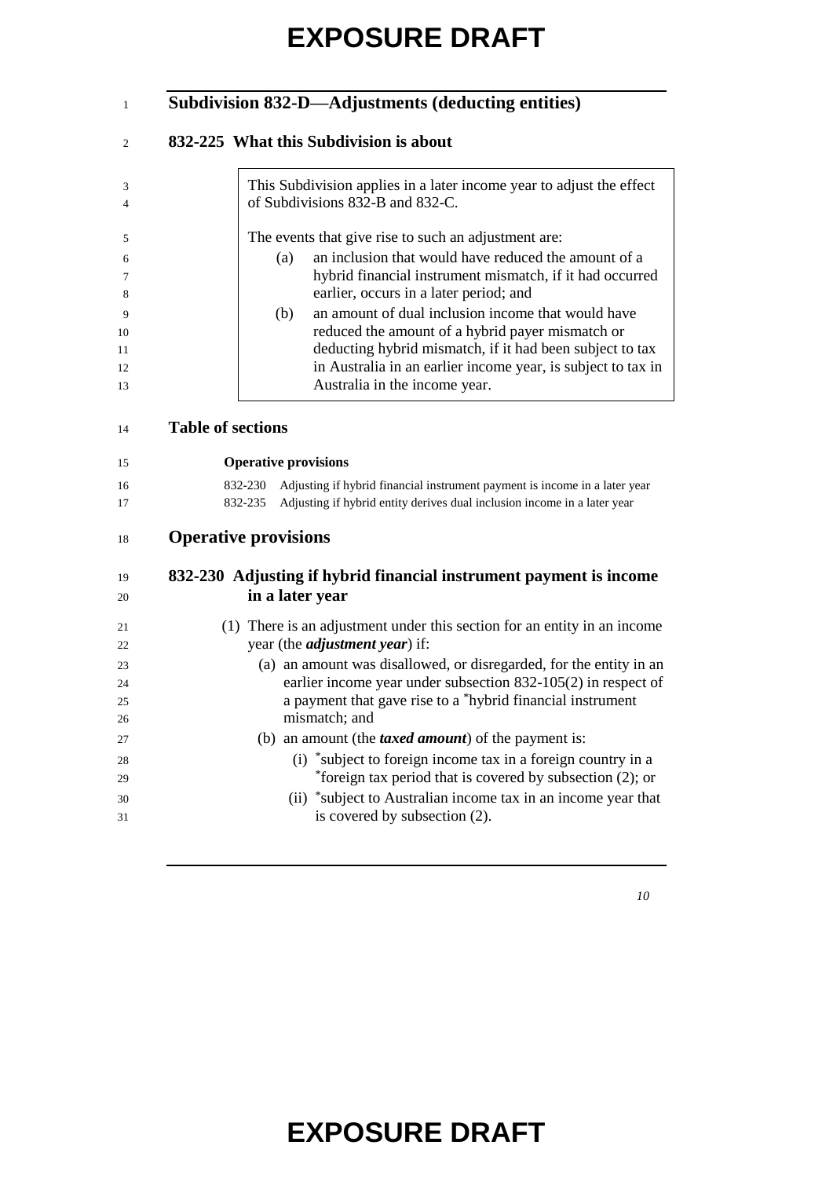## Subdivision 832-D—Adjustments (deducting entities)

### 832-225 What this Subdivision is about

> This Subdivision applies in a later income year to adjust the effect of Subdivisions 832-B and 832-C.
>
> The events that give rise to such an adjustment are:
>
> (a) an inclusion that would have reduced the amount of a hybrid financial instrument mismatch, if it had occurred earlier, occurs in a later period; and
>
> (b) an amount of dual inclusion income that would have reduced the amount of a hybrid payer mismatch or deducting hybrid mismatch, if it had been subject to tax in Australia in an earlier income year, is subject to tax in Australia in the income year.

### Table of sections

**Operative provisions**

832-230 Adjusting if hybrid financial instrument payment is income in a later year

832-235 Adjusting if hybrid entity derives dual inclusion income in a later year

## Operative provisions

### 832-230 Adjusting if hybrid financial instrument payment is income in a later year

(1) There is an adjustment under this section for an entity in an income year (the ***adjustment year***) if:

(a) an amount was disallowed, or disregarded, for the entity in an earlier income year under subsection 832-105(2) in respect of a payment that gave rise to a *hybrid financial instrument mismatch; and

(b) an amount (the ***taxed amount***) of the payment is:

(i) *subject to foreign income tax in a foreign country in a *foreign tax period that is covered by subsection (2); or

(ii) *subject to Australian income tax in an income year that is covered by subsection (2).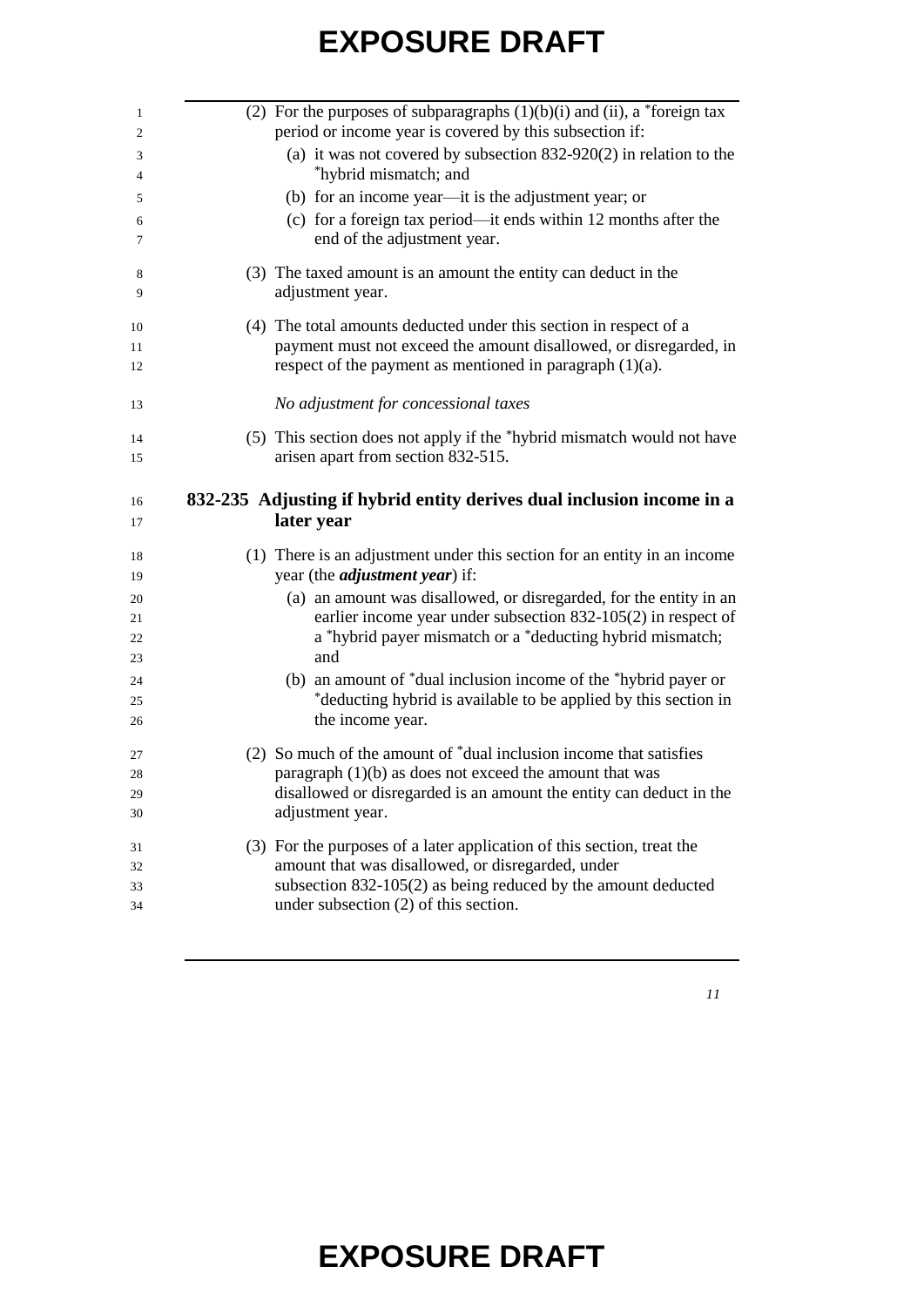(2) For the purposes of subparagraphs (1)(b)(i) and (ii), a *foreign tax period or income year is covered by this subsection if:

(a) it was not covered by subsection 832-920(2) in relation to the *hybrid mismatch; and

(b) for an income year—it is the adjustment year; or

(c) for a foreign tax period—it ends within 12 months after the end of the adjustment year.

(3) The taxed amount is an amount the entity can deduct in the adjustment year.

(4) The total amounts deducted under this section in respect of a payment must not exceed the amount disallowed, or disregarded, in respect of the payment as mentioned in paragraph (1)(a).

*No adjustment for concessional taxes*

(5) This section does not apply if the *hybrid mismatch would not have arisen apart from section 832-515.

### 832-235 Adjusting if hybrid entity derives dual inclusion income in a later year

(1) There is an adjustment under this section for an entity in an income year (the ***adjustment year***) if:

(a) an amount was disallowed, or disregarded, for the entity in an earlier income year under subsection 832-105(2) in respect of a *hybrid payer mismatch or a *deducting hybrid mismatch; and

(b) an amount of *dual inclusion income of the *hybrid payer or *deducting hybrid is available to be applied by this section in the income year.

(2) So much of the amount of *dual inclusion income that satisfies paragraph (1)(b) as does not exceed the amount that was disallowed or disregarded is an amount the entity can deduct in the adjustment year.

(3) For the purposes of a later application of this section, treat the amount that was disallowed, or disregarded, under subsection 832-105(2) as being reduced by the amount deducted under subsection (2) of this section.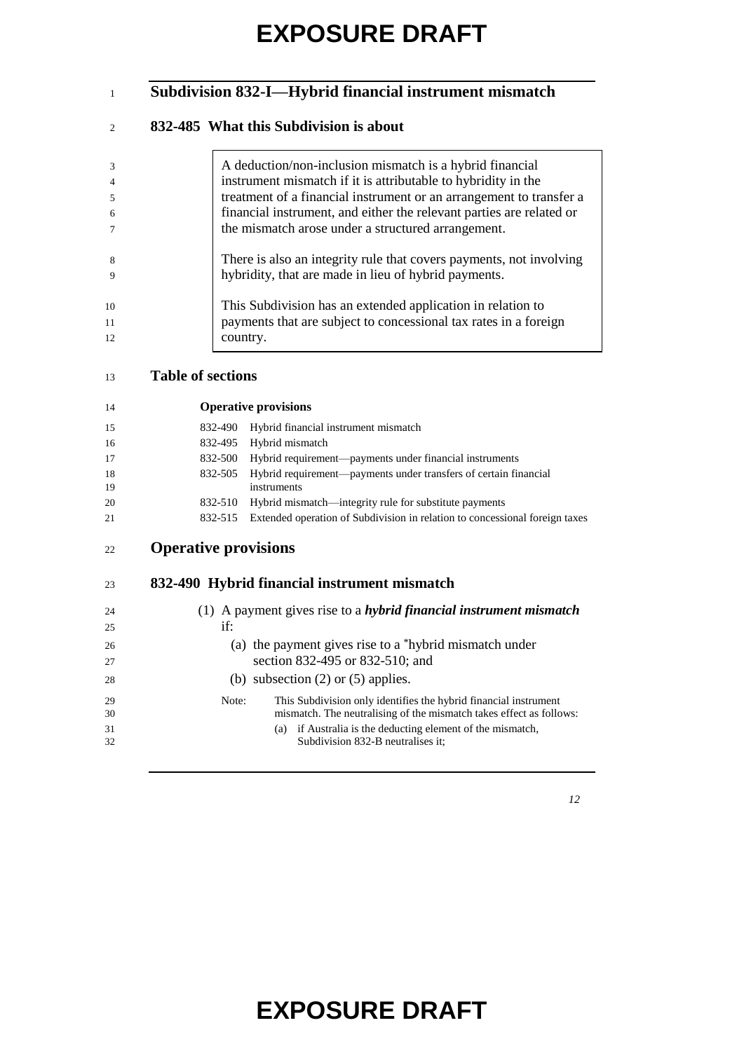## Subdivision 832-I—Hybrid financial instrument mismatch

### 832-485 What this Subdivision is about

> A deduction/non-inclusion mismatch is a hybrid financial instrument mismatch if it is attributable to hybridity in the treatment of a financial instrument or an arrangement to transfer a financial instrument, and either the relevant parties are related or the mismatch arose under a structured arrangement.
>
> There is also an integrity rule that covers payments, not involving hybridity, that are made in lieu of hybrid payments.
>
> This Subdivision has an extended application in relation to payments that are subject to concessional tax rates in a foreign country.

### Table of sections

**Operative provisions**

| | |
|---|---|
| 832-490 | Hybrid financial instrument mismatch |
| 832-495 | Hybrid mismatch |
| 832-500 | Hybrid requirement—payments under financial instruments |
| 832-505 | Hybrid requirement—payments under transfers of certain financial instruments |
| 832-510 | Hybrid mismatch—integrity rule for substitute payments |
| 832-515 | Extended operation of Subdivision in relation to concessional foreign taxes |

## Operative provisions

### 832-490 Hybrid financial instrument mismatch

(1) A payment gives rise to a ***hybrid financial instrument mismatch*** if:

  (a) the payment gives rise to a *hybrid mismatch under section 832-495 or 832-510; and

  (b) subsection (2) or (5) applies.

Note: This Subdivision only identifies the hybrid financial instrument mismatch. The neutralising of the mismatch takes effect as follows:

  (a) if Australia is the deducting element of the mismatch, Subdivision 832-B neutralises it;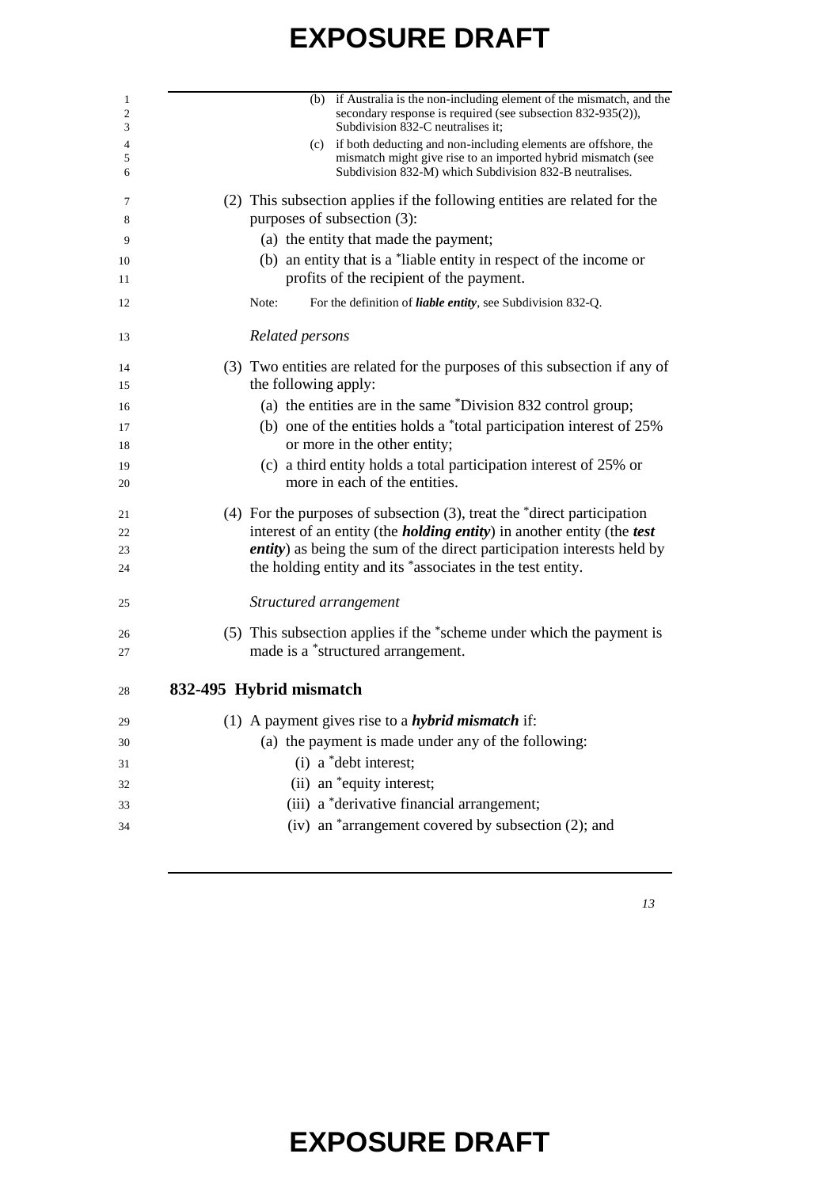(b) if Australia is the non-including element of the mismatch, and the secondary response is required (see subsection 832-935(2)), Subdivision 832-C neutralises it;

(c) if both deducting and non-including elements are offshore, the mismatch might give rise to an imported hybrid mismatch (see Subdivision 832-M) which Subdivision 832-B neutralises.

(2) This subsection applies if the following entities are related for the purposes of subsection (3):

(a) the entity that made the payment;

(b) an entity that is a *liable entity in respect of the income or profits of the recipient of the payment.

Note: For the definition of ***liable entity***, see Subdivision 832-Q.

*Related persons*

(3) Two entities are related for the purposes of this subsection if any of the following apply:

(a) the entities are in the same *Division 832 control group;

(b) one of the entities holds a *total participation interest of 25% or more in the other entity;

(c) a third entity holds a total participation interest of 25% or more in each of the entities.

(4) For the purposes of subsection (3), treat the *direct participation interest of an entity (the ***holding entity***) in another entity (the ***test entity***) as being the sum of the direct participation interests held by the holding entity and its *associates in the test entity.

*Structured arrangement*

(5) This subsection applies if the *scheme under which the payment is made is a *structured arrangement.

## 832-495 Hybrid mismatch

(1) A payment gives rise to a ***hybrid mismatch*** if:

(a) the payment is made under any of the following:

(i) a *debt interest;

(ii) an *equity interest;

(iii) a *derivative financial arrangement;

(iv) an *arrangement covered by subsection (2); and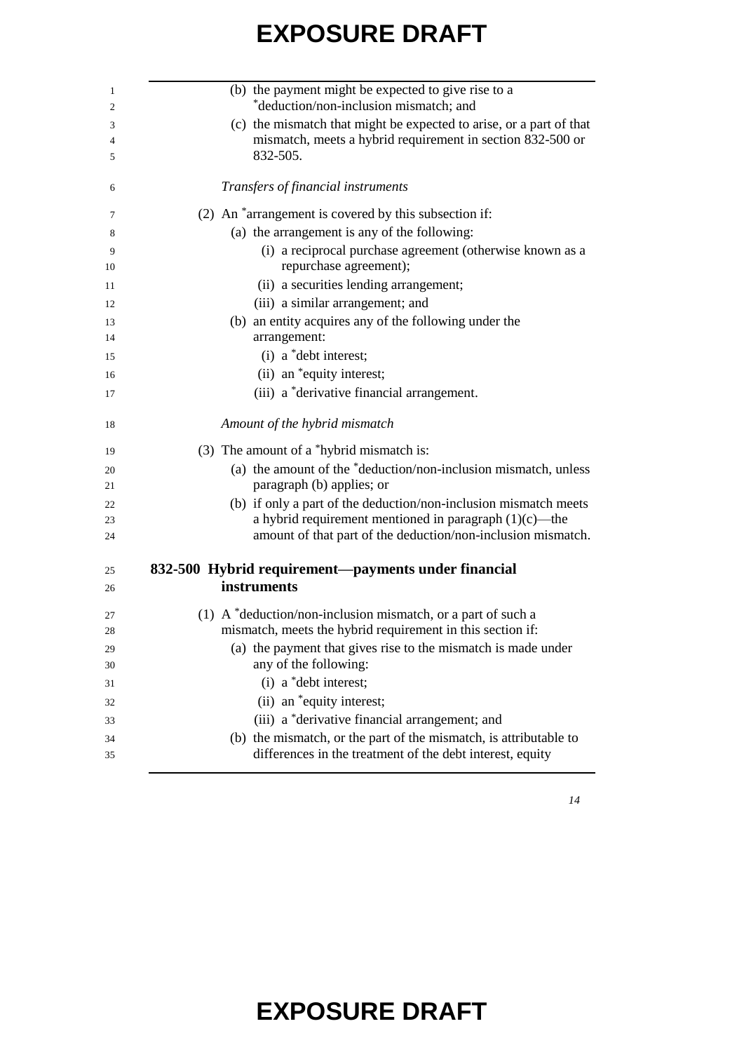(b) the payment might be expected to give rise to a *deduction/non-inclusion mismatch; and

(c) the mismatch that might be expected to arise, or a part of that mismatch, meets a hybrid requirement in section 832-500 or 832-505.

*Transfers of financial instruments*

(2) An *arrangement is covered by this subsection if:

(a) the arrangement is any of the following:

(i) a reciprocal purchase agreement (otherwise known as a repurchase agreement);

(ii) a securities lending arrangement;

(iii) a similar arrangement; and

(b) an entity acquires any of the following under the arrangement:

(i) a *debt interest;

(ii) an *equity interest;

(iii) a *derivative financial arrangement.

*Amount of the hybrid mismatch*

(3) The amount of a *hybrid mismatch is:

(a) the amount of the *deduction/non-inclusion mismatch, unless paragraph (b) applies; or

(b) if only a part of the deduction/non-inclusion mismatch meets a hybrid requirement mentioned in paragraph (1)(c)—the amount of that part of the deduction/non-inclusion mismatch.

## 832-500 Hybrid requirement—payments under financial instruments

(1) A *deduction/non-inclusion mismatch, or a part of such a mismatch, meets the hybrid requirement in this section if:

(a) the payment that gives rise to the mismatch is made under any of the following:

(i) a *debt interest;

(ii) an *equity interest;

(iii) a *derivative financial arrangement; and

(b) the mismatch, or the part of the mismatch, is attributable to differences in the treatment of the debt interest, equity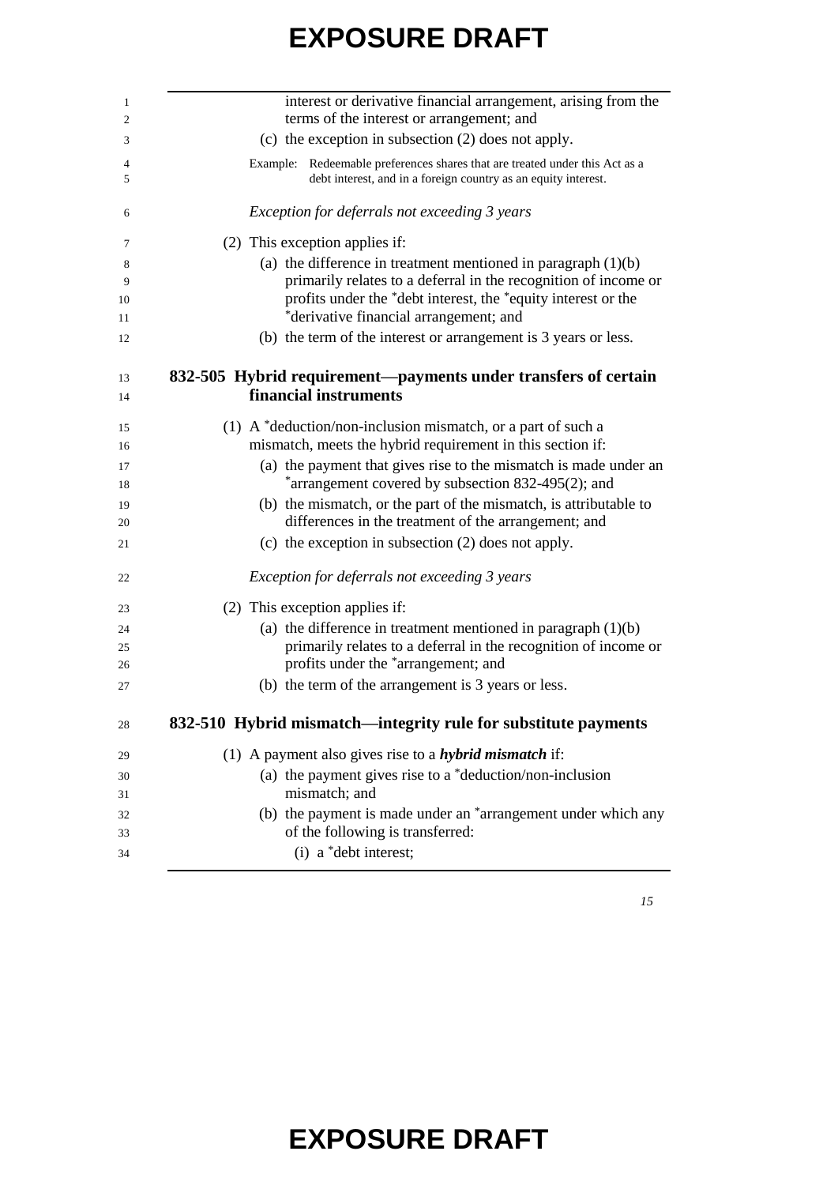interest or derivative financial arrangement, arising from the terms of the interest or arrangement; and

(c) the exception in subsection (2) does not apply.

Example: Redeemable preferences shares that are treated under this Act as a debt interest, and in a foreign country as an equity interest.

*Exception for deferrals not exceeding 3 years*

(2) This exception applies if:

(a) the difference in treatment mentioned in paragraph (1)(b) primarily relates to a deferral in the recognition of income or profits under the *debt interest, the *equity interest or the *derivative financial arrangement; and

(b) the term of the interest or arrangement is 3 years or less.

## 832-505 Hybrid requirement—payments under transfers of certain financial instruments

(1) A *deduction/non-inclusion mismatch, or a part of such a mismatch, meets the hybrid requirement in this section if:

(a) the payment that gives rise to the mismatch is made under an *arrangement covered by subsection 832-495(2); and

(b) the mismatch, or the part of the mismatch, is attributable to differences in the treatment of the arrangement; and

(c) the exception in subsection (2) does not apply.

*Exception for deferrals not exceeding 3 years*

(2) This exception applies if:

(a) the difference in treatment mentioned in paragraph (1)(b) primarily relates to a deferral in the recognition of income or profits under the *arrangement; and

(b) the term of the arrangement is 3 years or less.

## 832-510 Hybrid mismatch—integrity rule for substitute payments

(1) A payment also gives rise to a ***hybrid mismatch*** if:

(a) the payment gives rise to a *deduction/non-inclusion mismatch; and

(b) the payment is made under an *arrangement under which any of the following is transferred:

(i) a *debt interest;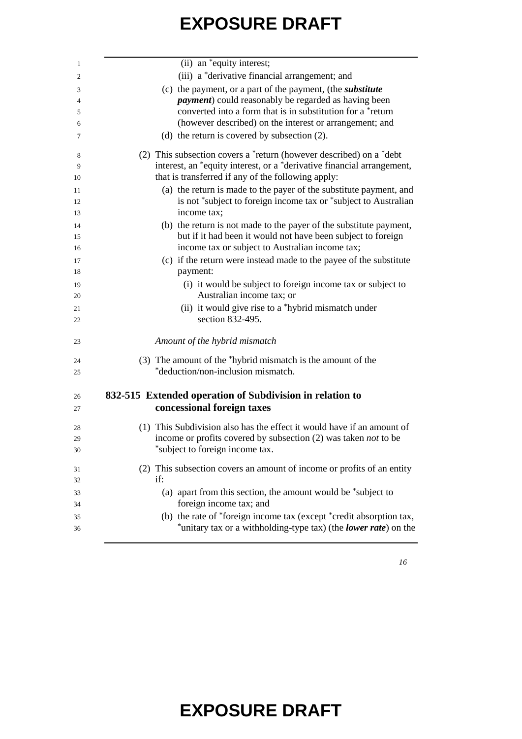(ii) an *equity interest;

(iii) a *derivative financial arrangement; and

(c) the payment, or a part of the payment, (the ***substitute payment***) could reasonably be regarded as having been converted into a form that is in substitution for a *return (however described) on the interest or arrangement; and

(d) the return is covered by subsection (2).

(2) This subsection covers a *return (however described) on a *debt interest, an *equity interest, or a *derivative financial arrangement, that is transferred if any of the following apply:

(a) the return is made to the payer of the substitute payment, and is not *subject to foreign income tax or *subject to Australian income tax;

(b) the return is not made to the payer of the substitute payment, but if it had been it would not have been subject to foreign income tax or subject to Australian income tax;

(c) if the return were instead made to the payee of the substitute payment:

(i) it would be subject to foreign income tax or subject to Australian income tax; or

(ii) it would give rise to a *hybrid mismatch under section 832-495.

*Amount of the hybrid mismatch*

(3) The amount of the *hybrid mismatch is the amount of the *deduction/non-inclusion mismatch.

## 832-515 Extended operation of Subdivision in relation to concessional foreign taxes

(1) This Subdivision also has the effect it would have if an amount of income or profits covered by subsection (2) was taken *not* to be *subject to foreign income tax.

(2) This subsection covers an amount of income or profits of an entity if:

(a) apart from this section, the amount would be *subject to foreign income tax; and

(b) the rate of *foreign income tax (except *credit absorption tax, *unitary tax or a withholding-type tax) (the ***lower rate***) on the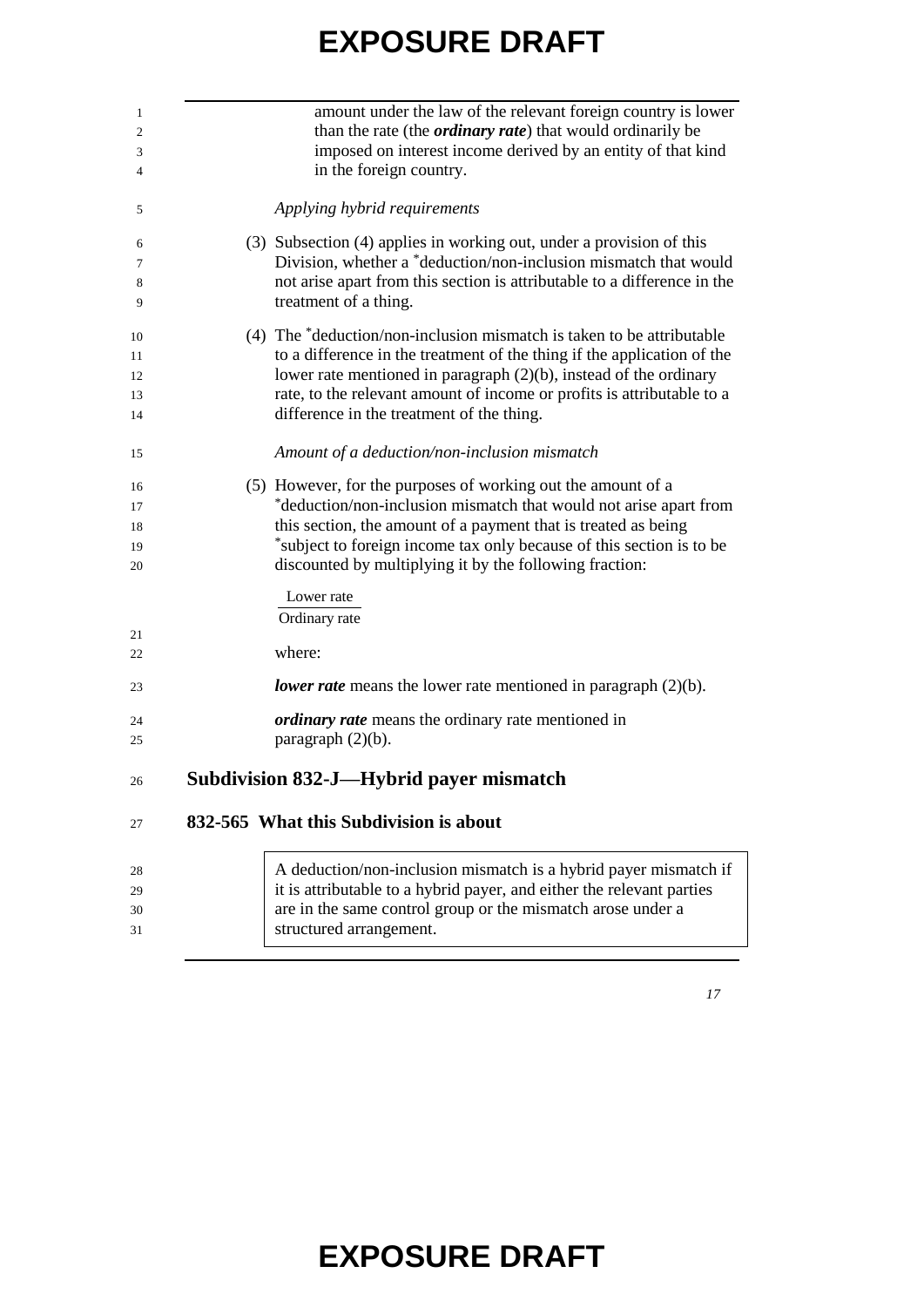amount under the law of the relevant foreign country is lower than the rate (the ***ordinary rate***) that would ordinarily be imposed on interest income derived by an entity of that kind in the foreign country.

*Applying hybrid requirements*

(3) Subsection (4) applies in working out, under a provision of this Division, whether a *deduction/non-inclusion mismatch that would not arise apart from this section is attributable to a difference in the treatment of a thing.

(4) The *deduction/non-inclusion mismatch is taken to be attributable to a difference in the treatment of the thing if the application of the lower rate mentioned in paragraph (2)(b), instead of the ordinary rate, to the relevant amount of income or profits is attributable to a difference in the treatment of the thing.

*Amount of a deduction/non-inclusion mismatch*

(5) However, for the purposes of working out the amount of a *deduction/non-inclusion mismatch that would not arise apart from this section, the amount of a payment that is treated as being *subject to foreign income tax only because of this section is to be discounted by multiplying it by the following fraction:

$$\frac{\text{Lower rate}}{\text{Ordinary rate}}$$

where:

***lower rate*** means the lower rate mentioned in paragraph (2)(b).

***ordinary rate*** means the ordinary rate mentioned in paragraph (2)(b).

## Subdivision 832-J—Hybrid payer mismatch

### 832-565 What this Subdivision is about

> A deduction/non-inclusion mismatch is a hybrid payer mismatch if it is attributable to a hybrid payer, and either the relevant parties are in the same control group or the mismatch arose under a structured arrangement.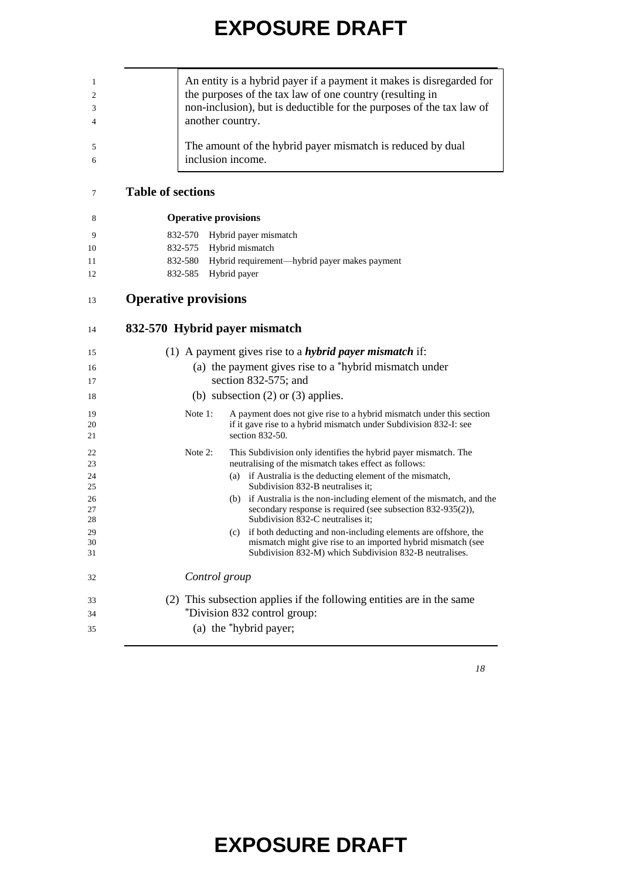An entity is a hybrid payer if a payment it makes is disregarded for the purposes of the tax law of one country (resulting in non-inclusion), but is deductible for the purposes of the tax law of another country.

The amount of the hybrid payer mismatch is reduced by dual inclusion income.

## Table of sections

**Operative provisions**

832-570 Hybrid payer mismatch
832-575 Hybrid mismatch
832-580 Hybrid requirement—hybrid payer makes payment
832-585 Hybrid payer

## Operative provisions

### 832-570 Hybrid payer mismatch

(1) A payment gives rise to a ***hybrid payer mismatch*** if:

(a) the payment gives rise to a *hybrid mismatch under section 832-575; and

(b) subsection (2) or (3) applies.

Note 1: A payment does not give rise to a hybrid mismatch under this section if it gave rise to a hybrid mismatch under Subdivision 832-I: see section 832-50.

Note 2: This Subdivision only identifies the hybrid payer mismatch. The neutralising of the mismatch takes effect as follows:

(a) if Australia is the deducting element of the mismatch, Subdivision 832-B neutralises it;

(b) if Australia is the non-including element of the mismatch, and the secondary response is required (see subsection 832-935(2)), Subdivision 832-C neutralises it;

(c) if both deducting and non-including elements are offshore, the mismatch might give rise to an imported hybrid mismatch (see Subdivision 832-M) which Subdivision 832-B neutralises.

*Control group*

(2) This subsection applies if the following entities are in the same *Division 832 control group:

(a) the *hybrid payer;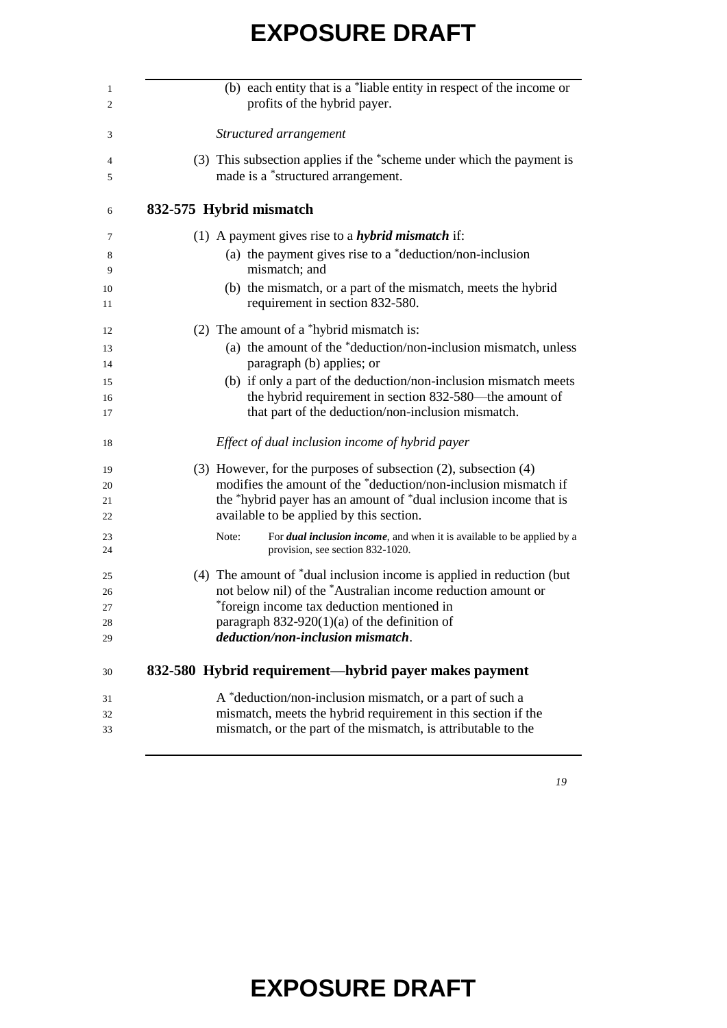(b) each entity that is a *liable entity in respect of the income or profits of the hybrid payer.

*Structured arrangement*

(3) This subsection applies if the *scheme under which the payment is made is a *structured arrangement.

### 832-575 Hybrid mismatch

(1) A payment gives rise to a ***hybrid mismatch*** if:

(a) the payment gives rise to a *deduction/non-inclusion mismatch; and

(b) the mismatch, or a part of the mismatch, meets the hybrid requirement in section 832-580.

(2) The amount of a *hybrid mismatch is:

(a) the amount of the *deduction/non-inclusion mismatch, unless paragraph (b) applies; or

(b) if only a part of the deduction/non-inclusion mismatch meets the hybrid requirement in section 832-580—the amount of that part of the deduction/non-inclusion mismatch.

*Effect of dual inclusion income of hybrid payer*

(3) However, for the purposes of subsection (2), subsection (4) modifies the amount of the *deduction/non-inclusion mismatch if the *hybrid payer has an amount of *dual inclusion income that is available to be applied by this section.

Note: For ***dual inclusion income***, and when it is available to be applied by a provision, see section 832-1020.

(4) The amount of *dual inclusion income is applied in reduction (but not below nil) of the *Australian income reduction amount or *foreign income tax deduction mentioned in paragraph 832-920(1)(a) of the definition of ***deduction/non-inclusion mismatch***.

### 832-580 Hybrid requirement—hybrid payer makes payment

A *deduction/non-inclusion mismatch, or a part of such a mismatch, meets the hybrid requirement in this section if the mismatch, or the part of the mismatch, is attributable to the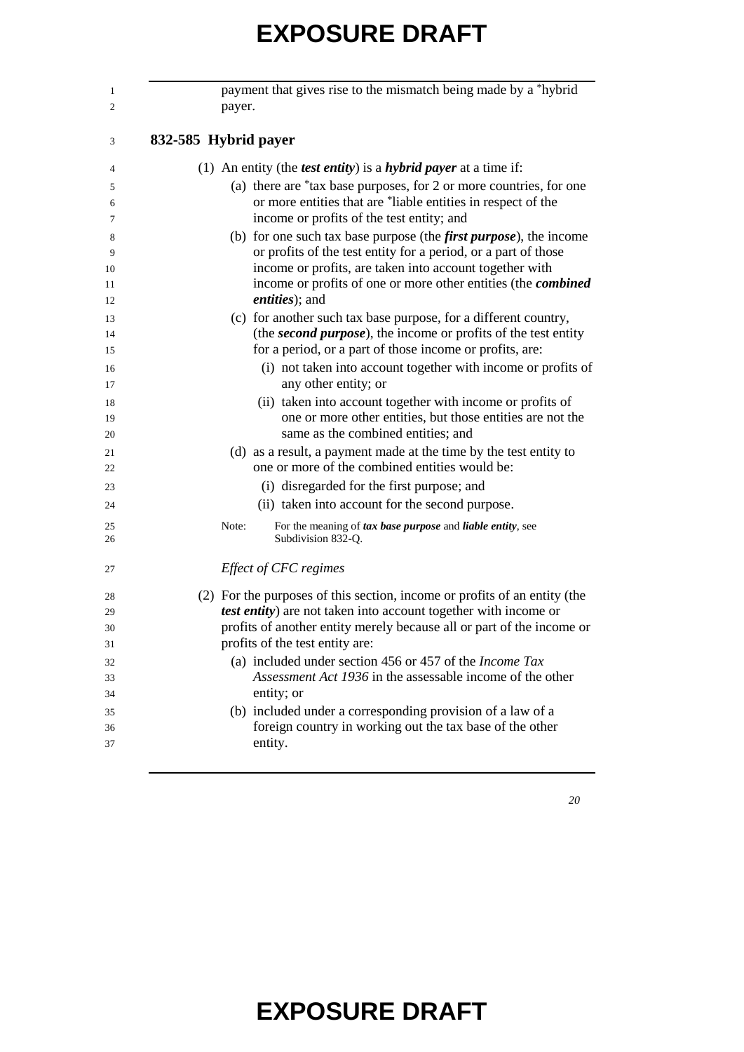payment that gives rise to the mismatch being made by a *hybrid payer.

### 832-585 Hybrid payer

(1) An entity (the ***test entity***) is a ***hybrid payer*** at a time if:

(a) there are *tax base purposes, for 2 or more countries, for one or more entities that are *liable entities in respect of the income or profits of the test entity; and

(b) for one such tax base purpose (the ***first purpose***), the income or profits of the test entity for a period, or a part of those income or profits, are taken into account together with income or profits of one or more other entities (the ***combined entities***); and

(c) for another such tax base purpose, for a different country, (the ***second purpose***), the income or profits of the test entity for a period, or a part of those income or profits, are:

(i) not taken into account together with income or profits of any other entity; or

(ii) taken into account together with income or profits of one or more other entities, but those entities are not the same as the combined entities; and

(d) as a result, a payment made at the time by the test entity to one or more of the combined entities would be:

(i) disregarded for the first purpose; and

(ii) taken into account for the second purpose.

Note: For the meaning of ***tax base purpose*** and ***liable entity***, see Subdivision 832-Q.

*Effect of CFC regimes*

(2) For the purposes of this section, income or profits of an entity (the ***test entity***) are not taken into account together with income or profits of another entity merely because all or part of the income or profits of the test entity are:

(a) included under section 456 or 457 of the *Income Tax Assessment Act 1936* in the assessable income of the other entity; or

(b) included under a corresponding provision of a law of a foreign country in working out the tax base of the other entity.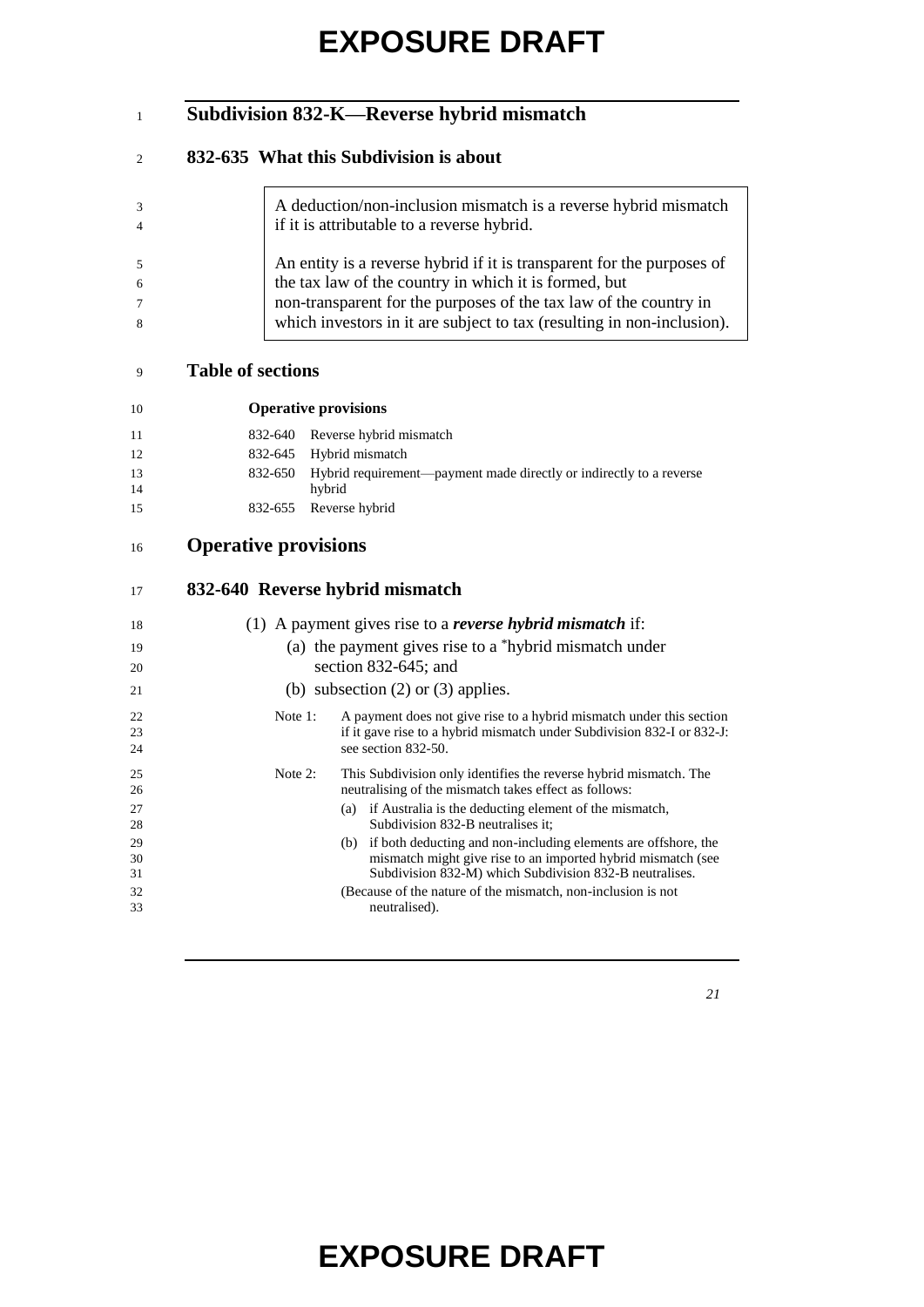## Subdivision 832-K—Reverse hybrid mismatch

### 832-635 What this Subdivision is about

> A deduction/non-inclusion mismatch is a reverse hybrid mismatch if it is attributable to a reverse hybrid.
>
> An entity is a reverse hybrid if it is transparent for the purposes of the tax law of the country in which it is formed, but non-transparent for the purposes of the tax law of the country in which investors in it are subject to tax (resulting in non-inclusion).

### Table of sections

**Operative provisions**

832-640 Reverse hybrid mismatch
832-645 Hybrid mismatch
832-650 Hybrid requirement—payment made directly or indirectly to a reverse hybrid
832-655 Reverse hybrid

## Operative provisions

### 832-640 Reverse hybrid mismatch

(1) A payment gives rise to a ***reverse hybrid mismatch*** if:

(a) the payment gives rise to a *hybrid mismatch under section 832-645; and

(b) subsection (2) or (3) applies.

Note 1: A payment does not give rise to a hybrid mismatch under this section if it gave rise to a hybrid mismatch under Subdivision 832-I or 832-J: see section 832-50.

Note 2: This Subdivision only identifies the reverse hybrid mismatch. The neutralising of the mismatch takes effect as follows:

(a) if Australia is the deducting element of the mismatch, Subdivision 832-B neutralises it;

(b) if both deducting and non-including elements are offshore, the mismatch might give rise to an imported hybrid mismatch (see Subdivision 832-M) which Subdivision 832-B neutralises.

(Because of the nature of the mismatch, non-inclusion is not neutralised).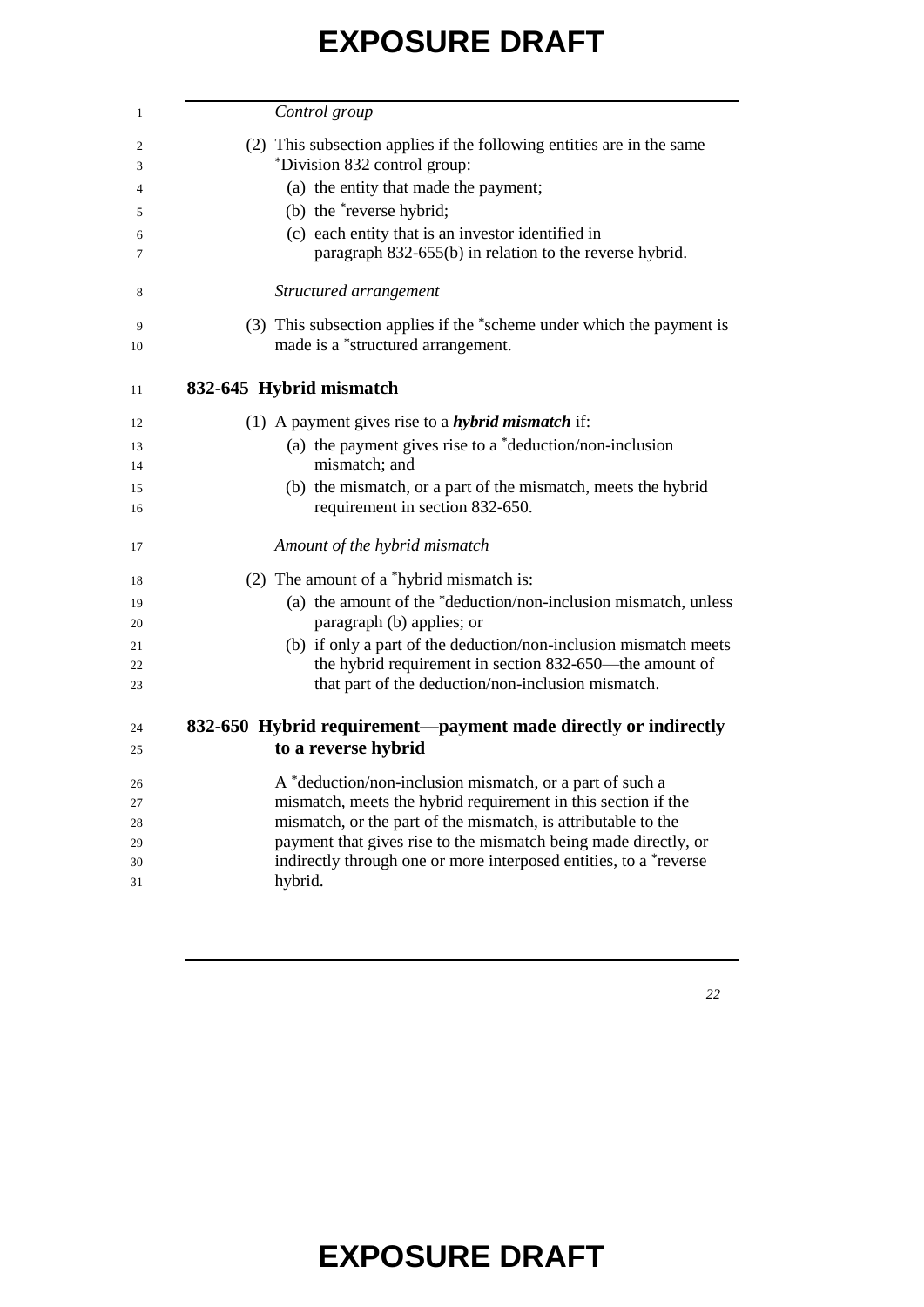*Control group*

(2) This subsection applies if the following entities are in the same *Division 832 control group:

(a) the entity that made the payment;

(b) the *reverse hybrid;

(c) each entity that is an investor identified in paragraph 832-655(b) in relation to the reverse hybrid.

*Structured arrangement*

(3) This subsection applies if the *scheme under which the payment is made is a *structured arrangement.

## 832-645 Hybrid mismatch

(1) A payment gives rise to a ***hybrid mismatch*** if:

(a) the payment gives rise to a *deduction/non-inclusion mismatch; and

(b) the mismatch, or a part of the mismatch, meets the hybrid requirement in section 832-650.

*Amount of the hybrid mismatch*

(2) The amount of a *hybrid mismatch is:

(a) the amount of the *deduction/non-inclusion mismatch, unless paragraph (b) applies; or

(b) if only a part of the deduction/non-inclusion mismatch meets the hybrid requirement in section 832-650—the amount of that part of the deduction/non-inclusion mismatch.

## 832-650 Hybrid requirement—payment made directly or indirectly to a reverse hybrid

A *deduction/non-inclusion mismatch, or a part of such a mismatch, meets the hybrid requirement in this section if the mismatch, or the part of the mismatch, is attributable to the payment that gives rise to the mismatch being made directly, or indirectly through one or more interposed entities, to a *reverse hybrid.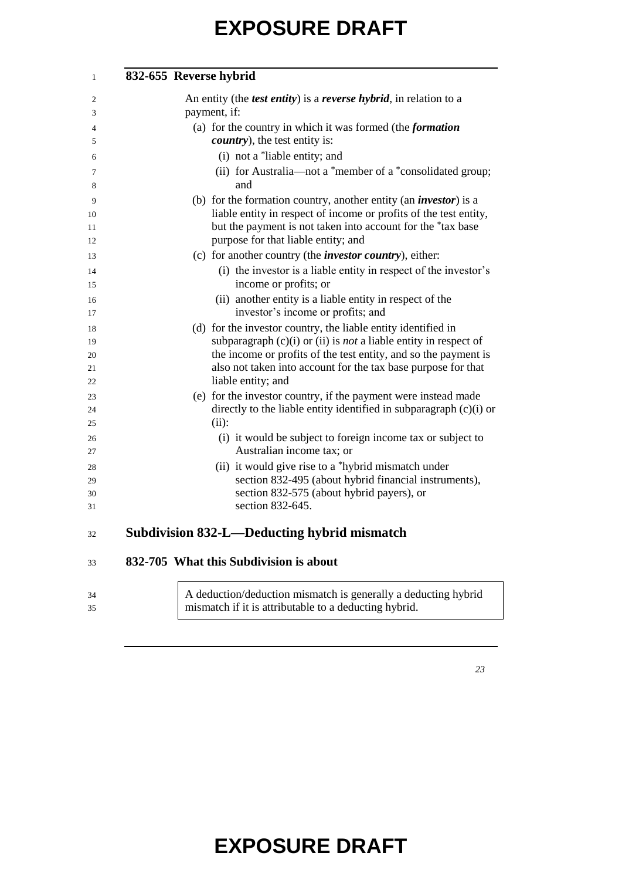### 832-655 Reverse hybrid

An entity (the ***test entity***) is a ***reverse hybrid***, in relation to a payment, if:

(a) for the country in which it was formed (the ***formation country***), the test entity is:

  (i) not a *liable entity; and

  (ii) for Australia—not a *member of a *consolidated group; and

(b) for the formation country, another entity (an ***investor***) is a liable entity in respect of income or profits of the test entity, but the payment is not taken into account for the *tax base purpose for that liable entity; and

(c) for another country (the ***investor country***), either:

  (i) the investor is a liable entity in respect of the investor's income or profits; or

  (ii) another entity is a liable entity in respect of the investor's income or profits; and

(d) for the investor country, the liable entity identified in subparagraph (c)(i) or (ii) is *not* a liable entity in respect of the income or profits of the test entity, and so the payment is also not taken into account for the tax base purpose for that liable entity; and

(e) for the investor country, if the payment were instead made directly to the liable entity identified in subparagraph (c)(i) or (ii):

  (i) it would be subject to foreign income tax or subject to Australian income tax; or

  (ii) it would give rise to a *hybrid mismatch under section 832-495 (about hybrid financial instruments), section 832-575 (about hybrid payers), or section 832-645.

## Subdivision 832-L—Deducting hybrid mismatch

### 832-705 What this Subdivision is about

> A deduction/deduction mismatch is generally a deducting hybrid mismatch if it is attributable to a deducting hybrid.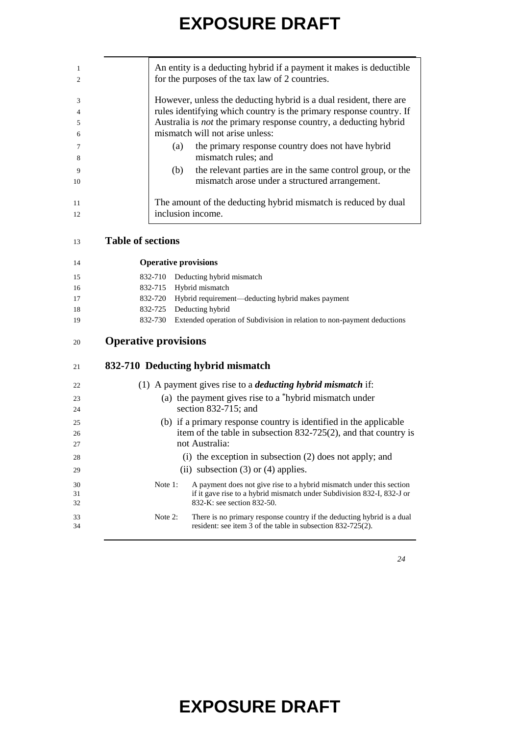An entity is a deducting hybrid if a payment it makes is deductible for the purposes of the tax law of 2 countries.

However, unless the deducting hybrid is a dual resident, there are rules identifying which country is the primary response country. If Australia is *not* the primary response country, a deducting hybrid mismatch will not arise unless:

- (a) the primary response country does not have hybrid mismatch rules; and
- (b) the relevant parties are in the same control group, or the mismatch arose under a structured arrangement.

The amount of the deducting hybrid mismatch is reduced by dual inclusion income.

## Table of sections

**Operative provisions**

832-710 Deducting hybrid mismatch
832-715 Hybrid mismatch
832-720 Hybrid requirement—deducting hybrid makes payment
832-725 Deducting hybrid
832-730 Extended operation of Subdivision in relation to non-payment deductions

## Operative provisions

### 832-710 Deducting hybrid mismatch

(1) A payment gives rise to a ***deducting hybrid mismatch*** if:

- (a) the payment gives rise to a *hybrid mismatch under section 832-715; and
- (b) if a primary response country is identified in the applicable item of the table in subsection 832-725(2), and that country is not Australia:
  - (i) the exception in subsection (2) does not apply; and
  - (ii) subsection (3) or (4) applies.

Note 1: A payment does not give rise to a hybrid mismatch under this section if it gave rise to a hybrid mismatch under Subdivision 832-I, 832-J or 832-K: see section 832-50.

Note 2: There is no primary response country if the deducting hybrid is a dual resident: see item 3 of the table in subsection 832-725(2).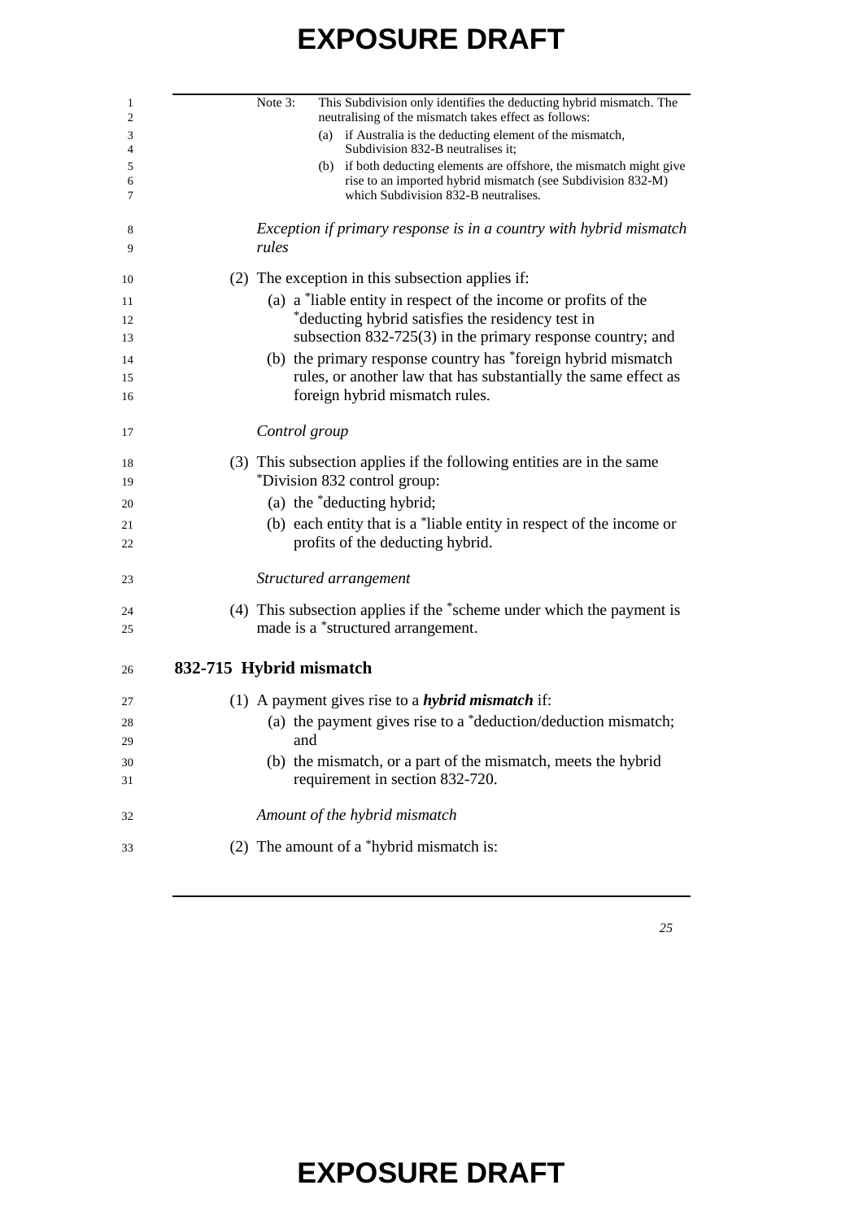Note 3: This Subdivision only identifies the deducting hybrid mismatch. The neutralising of the mismatch takes effect as follows:

(a) if Australia is the deducting element of the mismatch, Subdivision 832-B neutralises it;

(b) if both deducting elements are offshore, the mismatch might give rise to an imported hybrid mismatch (see Subdivision 832-M) which Subdivision 832-B neutralises.

*Exception if primary response is in a country with hybrid mismatch rules*

(2) The exception in this subsection applies if:

(a) a *liable entity in respect of the income or profits of the *deducting hybrid satisfies the residency test in subsection 832-725(3) in the primary response country; and

(b) the primary response country has *foreign hybrid mismatch rules, or another law that has substantially the same effect as foreign hybrid mismatch rules.

*Control group*

(3) This subsection applies if the following entities are in the same *Division 832 control group:

(a) the *deducting hybrid;

(b) each entity that is a *liable entity in respect of the income or profits of the deducting hybrid.

*Structured arrangement*

(4) This subsection applies if the *scheme under which the payment is made is a *structured arrangement.

### 832-715 Hybrid mismatch

(1) A payment gives rise to a ***hybrid mismatch*** if:

(a) the payment gives rise to a *deduction/deduction mismatch; and

(b) the mismatch, or a part of the mismatch, meets the hybrid requirement in section 832-720.

*Amount of the hybrid mismatch*

(2) The amount of a *hybrid mismatch is: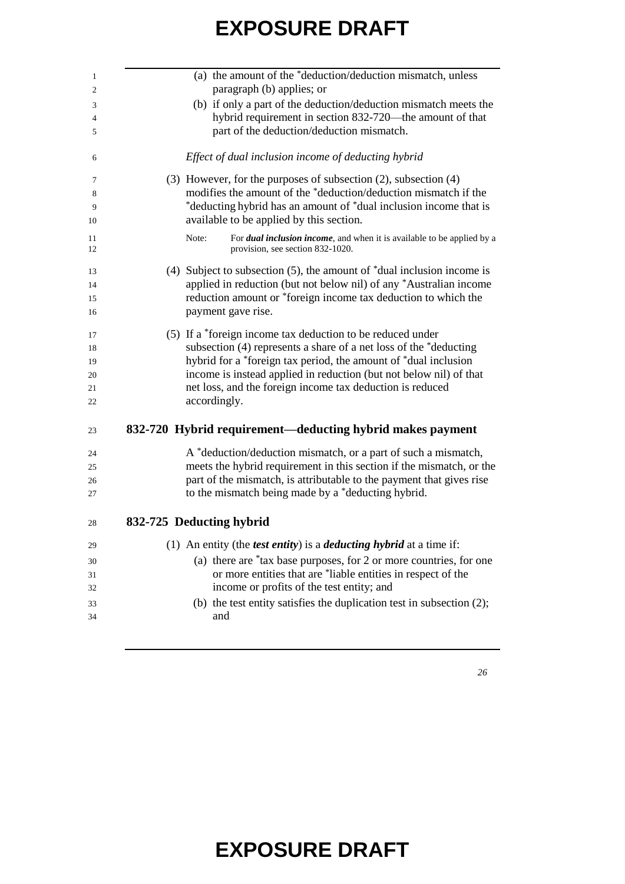(a) the amount of the *deduction/deduction mismatch, unless paragraph (b) applies; or

(b) if only a part of the deduction/deduction mismatch meets the hybrid requirement in section 832-720—the amount of that part of the deduction/deduction mismatch.

*Effect of dual inclusion income of deducting hybrid*

(3) However, for the purposes of subsection (2), subsection (4) modifies the amount of the *deduction/deduction mismatch if the *deducting hybrid has an amount of *dual inclusion income that is available to be applied by this section.

Note: For ***dual inclusion income***, and when it is available to be applied by a provision, see section 832-1020.

(4) Subject to subsection (5), the amount of *dual inclusion income is applied in reduction (but not below nil) of any *Australian income reduction amount or *foreign income tax deduction to which the payment gave rise.

(5) If a *foreign income tax deduction to be reduced under subsection (4) represents a share of a net loss of the *deducting hybrid for a *foreign tax period, the amount of *dual inclusion income is instead applied in reduction (but not below nil) of that net loss, and the foreign income tax deduction is reduced accordingly.

## 832-720 Hybrid requirement—deducting hybrid makes payment

A *deduction/deduction mismatch, or a part of such a mismatch, meets the hybrid requirement in this section if the mismatch, or the part of the mismatch, is attributable to the payment that gives rise to the mismatch being made by a *deducting hybrid.

## 832-725 Deducting hybrid

(1) An entity (the ***test entity***) is a ***deducting hybrid*** at a time if:

(a) there are *tax base purposes, for 2 or more countries, for one or more entities that are *liable entities in respect of the income or profits of the test entity; and

(b) the test entity satisfies the duplication test in subsection (2); and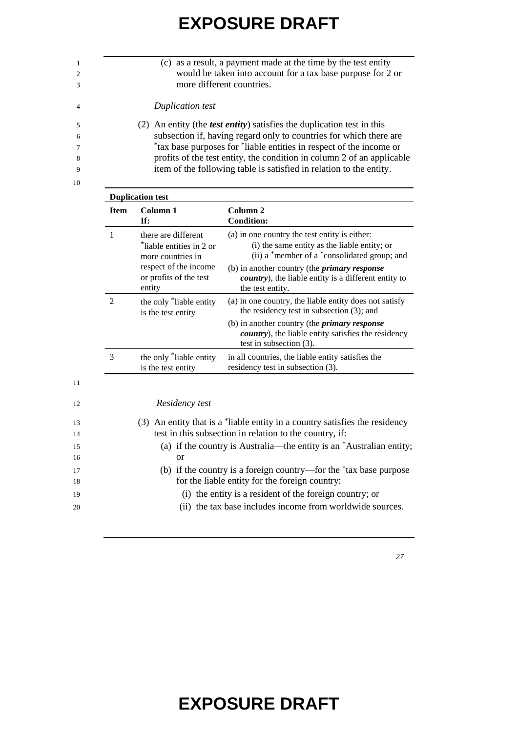(c) as a result, a payment made at the time by the test entity would be taken into account for a tax base purpose for 2 or more different countries.

*Duplication test*

(2) An entity (the ***test entity***) satisfies the duplication test in this subsection if, having regard only to countries for which there are *tax base purposes for *liable entities in respect of the income or profits of the test entity, the condition in column 2 of an applicable item of the following table is satisfied in relation to the entity.

**Duplication test**

| Item | Column 1<br>If: | Column 2<br>Condition: |
|---|---|---|
| 1 | there are different *liable entities in 2 or more countries in respect of the income or profits of the test entity | (a) in one country the test entity is either:<br>(i) the same entity as the liable entity; or<br>(ii) a *member of a *consolidated group; and<br>(b) in another country (the ***primary response country***), the liable entity is a different entity to the test entity. |
| 2 | the only *liable entity is the test entity | (a) in one country, the liable entity does not satisfy the residency test in subsection (3); and<br>(b) in another country (the ***primary response country***), the liable entity satisfies the residency test in subsection (3). |
| 3 | the only *liable entity is the test entity | in all countries, the liable entity satisfies the residency test in subsection (3). |

*Residency test*

(3) An entity that is a *liable entity in a country satisfies the residency test in this subsection in relation to the country, if:

(a) if the country is Australia—the entity is an *Australian entity; or

(b) if the country is a foreign country—for the *tax base purpose for the liable entity for the foreign country:

(i) the entity is a resident of the foreign country; or

(ii) the tax base includes income from worldwide sources.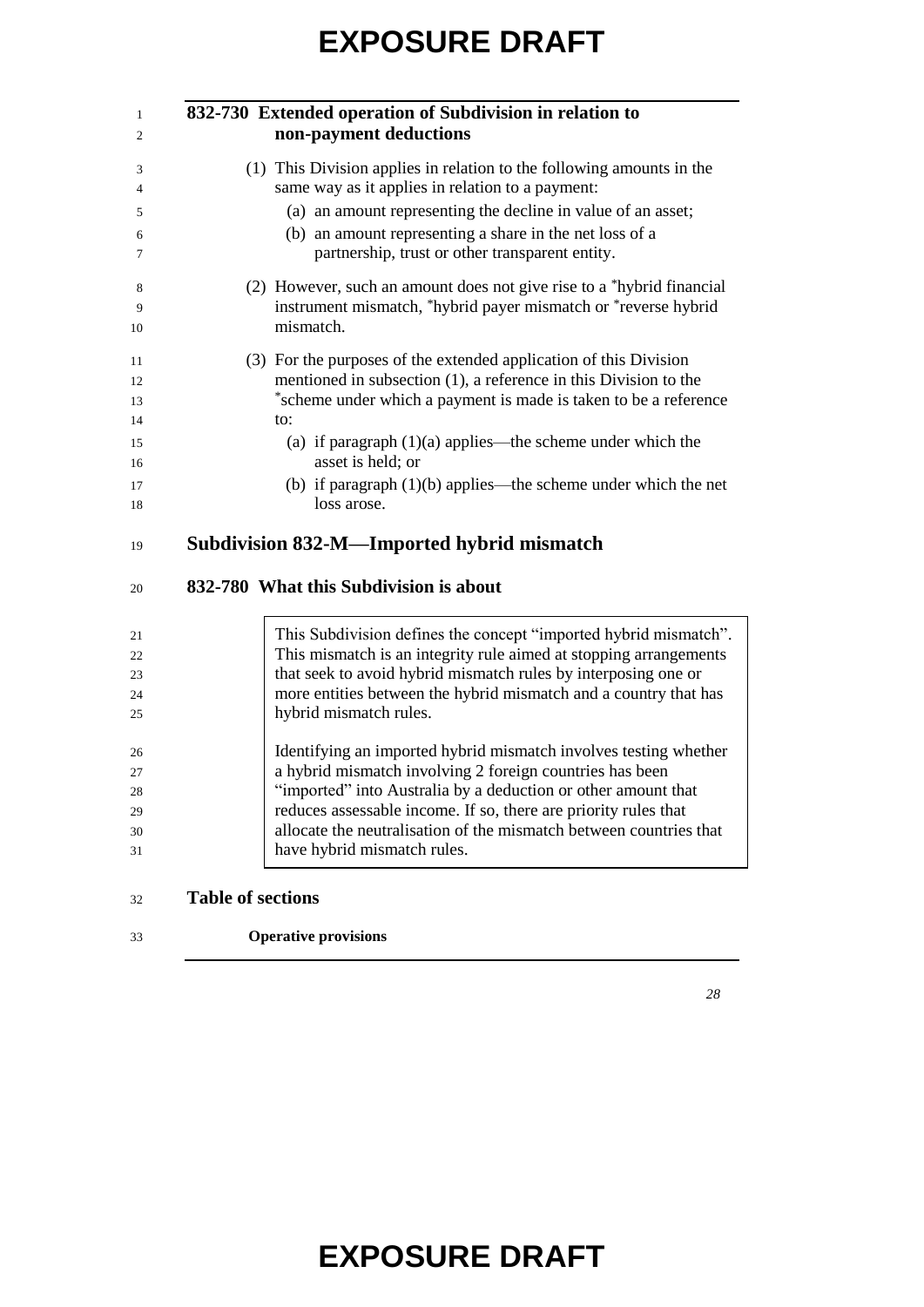### 832-730 Extended operation of Subdivision in relation to non-payment deductions

(1) This Division applies in relation to the following amounts in the same way as it applies in relation to a payment:

(a) an amount representing the decline in value of an asset;

(b) an amount representing a share in the net loss of a partnership, trust or other transparent entity.

(2) However, such an amount does not give rise to a *hybrid financial instrument mismatch, *hybrid payer mismatch or *reverse hybrid mismatch.

(3) For the purposes of the extended application of this Division mentioned in subsection (1), a reference in this Division to the *scheme under which a payment is made is taken to be a reference to:

(a) if paragraph (1)(a) applies—the scheme under which the asset is held; or

(b) if paragraph (1)(b) applies—the scheme under which the net loss arose.

## Subdivision 832-M—Imported hybrid mismatch

### 832-780 What this Subdivision is about

> This Subdivision defines the concept "imported hybrid mismatch". This mismatch is an integrity rule aimed at stopping arrangements that seek to avoid hybrid mismatch rules by interposing one or more entities between the hybrid mismatch and a country that has hybrid mismatch rules.
>
> Identifying an imported hybrid mismatch involves testing whether a hybrid mismatch involving 2 foreign countries has been "imported" into Australia by a deduction or other amount that reduces assessable income. If so, there are priority rules that allocate the neutralisation of the mismatch between countries that have hybrid mismatch rules.

#### Table of sections

**Operative provisions**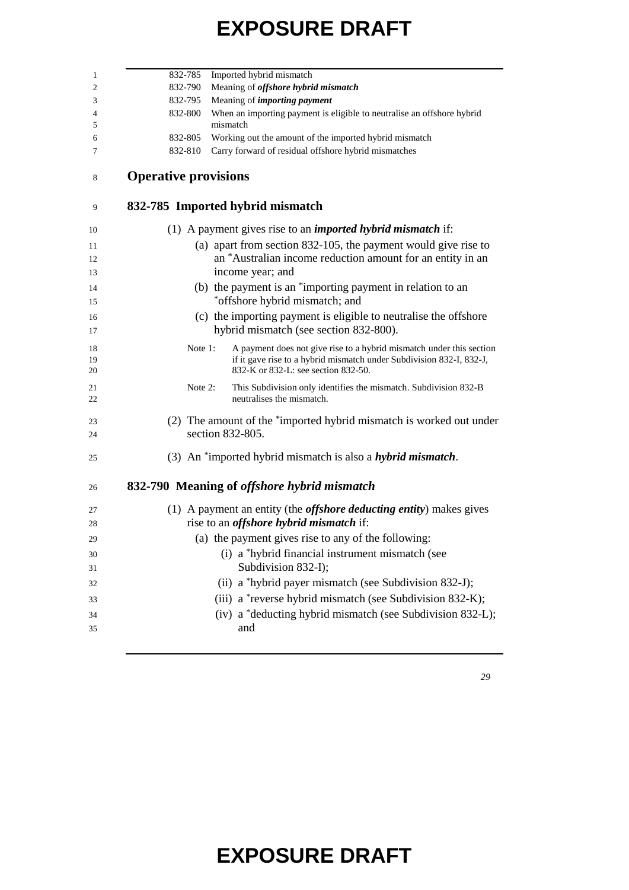832-785 Imported hybrid mismatch
832-790 Meaning of ***offshore hybrid mismatch***
832-795 Meaning of ***importing payment***
832-800 When an importing payment is eligible to neutralise an offshore hybrid mismatch
832-805 Working out the amount of the imported hybrid mismatch
832-810 Carry forward of residual offshore hybrid mismatches

## Operative provisions

### 832-785 Imported hybrid mismatch

(1) A payment gives rise to an ***imported hybrid mismatch*** if:

(a) apart from section 832-105, the payment would give rise to an *Australian income reduction amount for an entity in an income year; and

(b) the payment is an *importing payment in relation to an *offshore hybrid mismatch; and

(c) the importing payment is eligible to neutralise the offshore hybrid mismatch (see section 832-800).

Note 1: A payment does not give rise to a hybrid mismatch under this section if it gave rise to a hybrid mismatch under Subdivision 832-I, 832-K, 832-K or 832-L: see section 832-50.

Note 2: This Subdivision only identifies the mismatch. Subdivision 832-B neutralises the mismatch.

(2) The amount of the *imported hybrid mismatch is worked out under section 832-805.

(3) An *imported hybrid mismatch is also a ***hybrid mismatch***.

### 832-790 Meaning of *offshore hybrid mismatch*

(1) A payment an entity (the ***offshore deducting entity***) makes gives rise to an ***offshore hybrid mismatch*** if:

(a) the payment gives rise to any of the following:

(i) a *hybrid financial instrument mismatch (see Subdivision 832-I);

(ii) a *hybrid payer mismatch (see Subdivision 832-J);

(iii) a *reverse hybrid mismatch (see Subdivision 832-K);

(iv) a *deducting hybrid mismatch (see Subdivision 832-L); and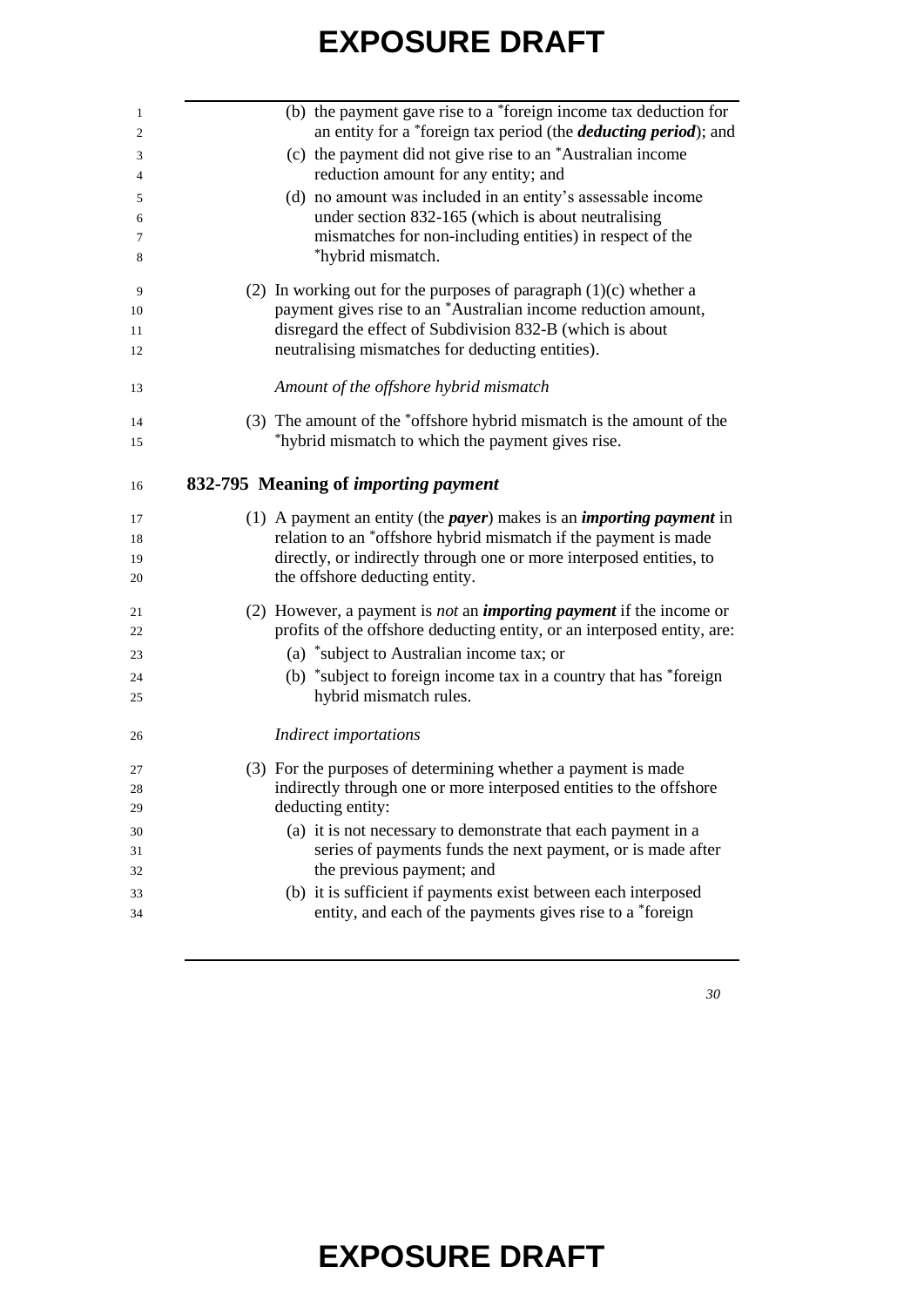(b) the payment gave rise to a *foreign income tax deduction for an entity for a *foreign tax period (the ***deducting period***); and

(c) the payment did not give rise to an *Australian income reduction amount for any entity; and

(d) no amount was included in an entity's assessable income under section 832-165 (which is about neutralising mismatches for non-including entities) in respect of the *hybrid mismatch.

(2) In working out for the purposes of paragraph (1)(c) whether a payment gives rise to an *Australian income reduction amount, disregard the effect of Subdivision 832-B (which is about neutralising mismatches for deducting entities).

*Amount of the offshore hybrid mismatch*

(3) The amount of the *offshore hybrid mismatch is the amount of the *hybrid mismatch to which the payment gives rise.

## 832-795 Meaning of *importing payment*

(1) A payment an entity (the ***payer***) makes is an ***importing payment*** in relation to an *offshore hybrid mismatch if the payment is made directly, or indirectly through one or more interposed entities, to the offshore deducting entity.

(2) However, a payment is *not* an ***importing payment*** if the income or profits of the offshore deducting entity, or an interposed entity, are:

(a) *subject to Australian income tax; or

(b) *subject to foreign income tax in a country that has *foreign hybrid mismatch rules.

*Indirect importations*

(3) For the purposes of determining whether a payment is made indirectly through one or more interposed entities to the offshore deducting entity:

(a) it is not necessary to demonstrate that each payment in a series of payments funds the next payment, or is made after the previous payment; and

(b) it is sufficient if payments exist between each interposed entity, and each of the payments gives rise to a *foreign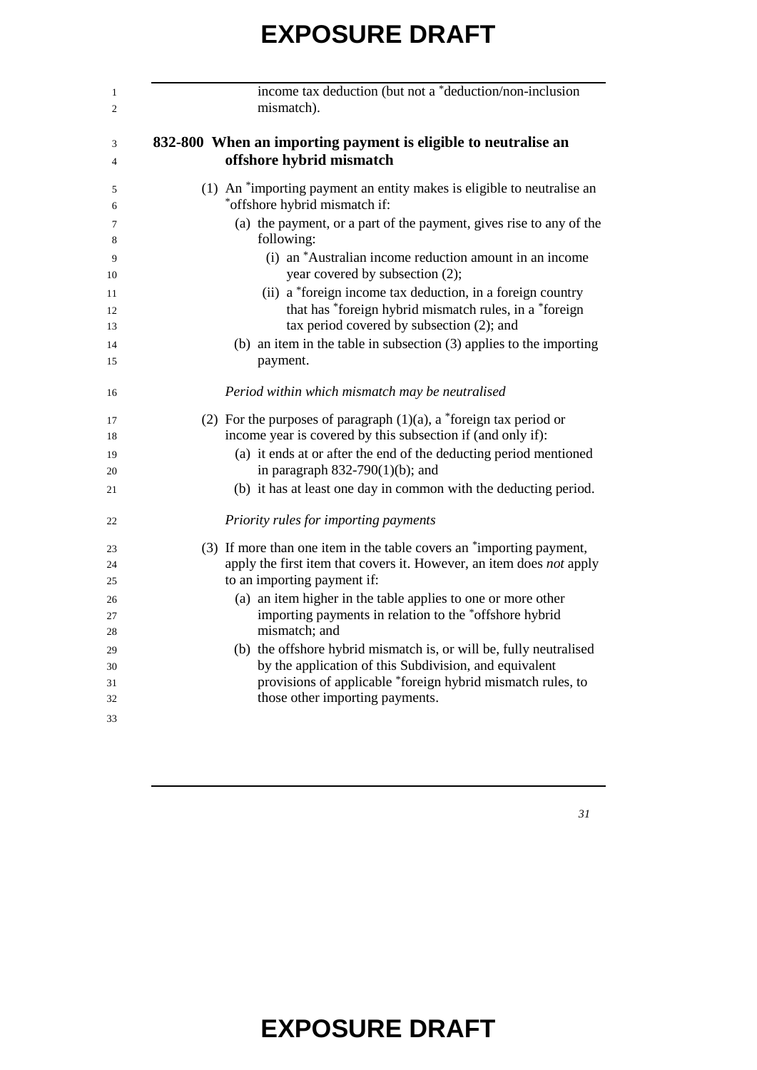income tax deduction (but not a *deduction/non-inclusion mismatch).

### 832-800 When an importing payment is eligible to neutralise an offshore hybrid mismatch

(1) An *importing payment an entity makes is eligible to neutralise an *offshore hybrid mismatch if:

- (a) the payment, or a part of the payment, gives rise to any of the following:
  - (i) an *Australian income reduction amount in an income year covered by subsection (2);
  - (ii) a *foreign income tax deduction, in a foreign country that has *foreign hybrid mismatch rules, in a *foreign tax period covered by subsection (2); and
- (b) an item in the table in subsection (3) applies to the importing payment.

*Period within which mismatch may be neutralised*

(2) For the purposes of paragraph (1)(a), a *foreign tax period or income year is covered by this subsection if (and only if):

- (a) it ends at or after the end of the deducting period mentioned in paragraph 832-790(1)(b); and
- (b) it has at least one day in common with the deducting period.

*Priority rules for importing payments*

(3) If more than one item in the table covers an *importing payment, apply the first item that covers it. However, an item does *not* apply to an importing payment if:

- (a) an item higher in the table applies to one or more other importing payments in relation to the *offshore hybrid mismatch; and
- (b) the offshore hybrid mismatch is, or will be, fully neutralised by the application of this Subdivision, and equivalent provisions of applicable *foreign hybrid mismatch rules, to those other importing payments.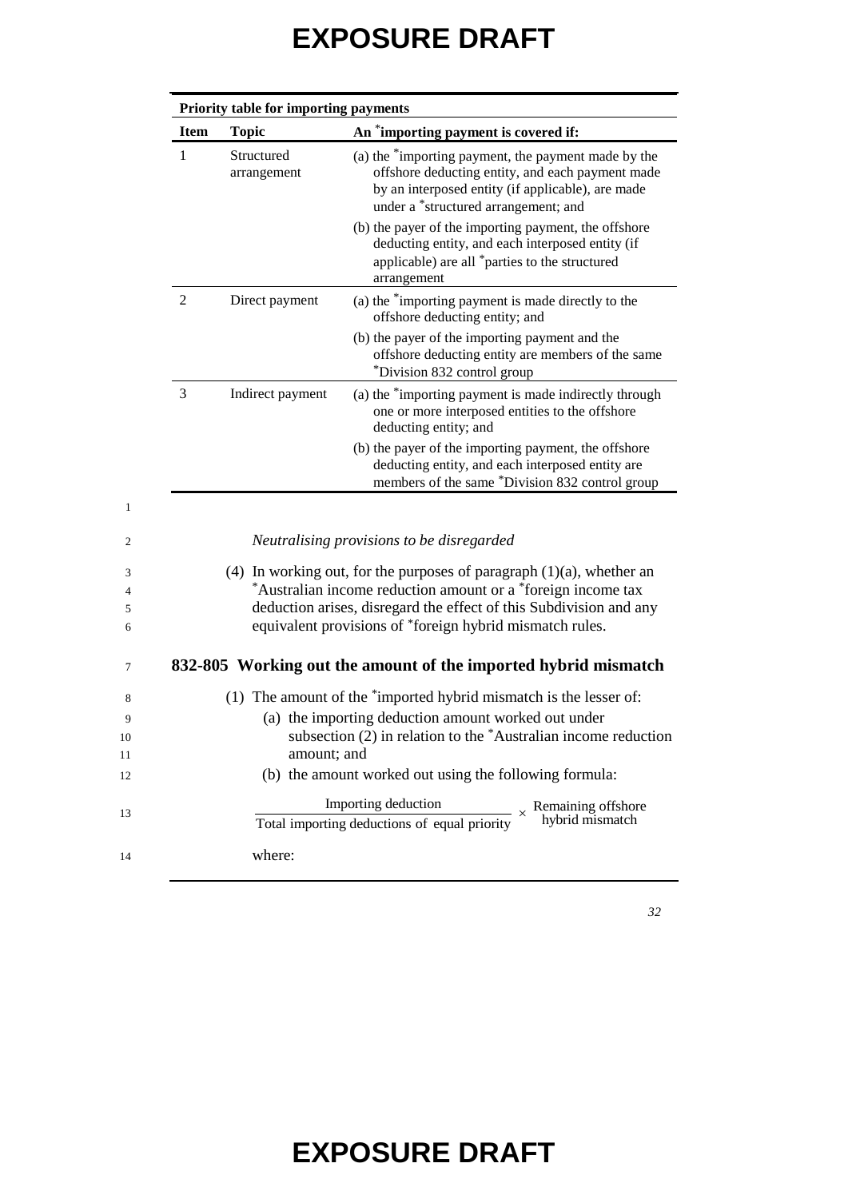**Priority table for importing payments**

| Item | Topic | An *importing payment is covered if: |
|---|---|---|
| 1 | Structured arrangement | (a) the *importing payment, the payment made by the offshore deducting entity, and each payment made by an interposed entity (if applicable), are made under a *structured arrangement; and<br>(b) the payer of the importing payment, the offshore deducting entity, and each interposed entity (if applicable) are all *parties to the structured arrangement |
| 2 | Direct payment | (a) the *importing payment is made directly to the offshore deducting entity; and<br>(b) the payer of the importing payment and the offshore deducting entity are members of the same *Division 832 control group |
| 3 | Indirect payment | (a) the *importing payment is made indirectly through one or more interposed entities to the offshore deducting entity; and<br>(b) the payer of the importing payment, the offshore deducting entity, and each interposed entity are members of the same *Division 832 control group |

*Neutralising provisions to be disregarded*

(4) In working out, for the purposes of paragraph (1)(a), whether an *Australian income reduction amount or a *foreign income tax deduction arises, disregard the effect of this Subdivision and any equivalent provisions of *foreign hybrid mismatch rules.

### 832-805 Working out the amount of the imported hybrid mismatch

(1) The amount of the *imported hybrid mismatch is the lesser of:

(a) the importing deduction amount worked out under subsection (2) in relation to the *Australian income reduction amount; and

(b) the amount worked out using the following formula:

$$\frac{\text{Importing deduction}}{\text{Total importing deductions of equal priority}} \times \text{Remaining offshore hybrid mismatch}$$

where: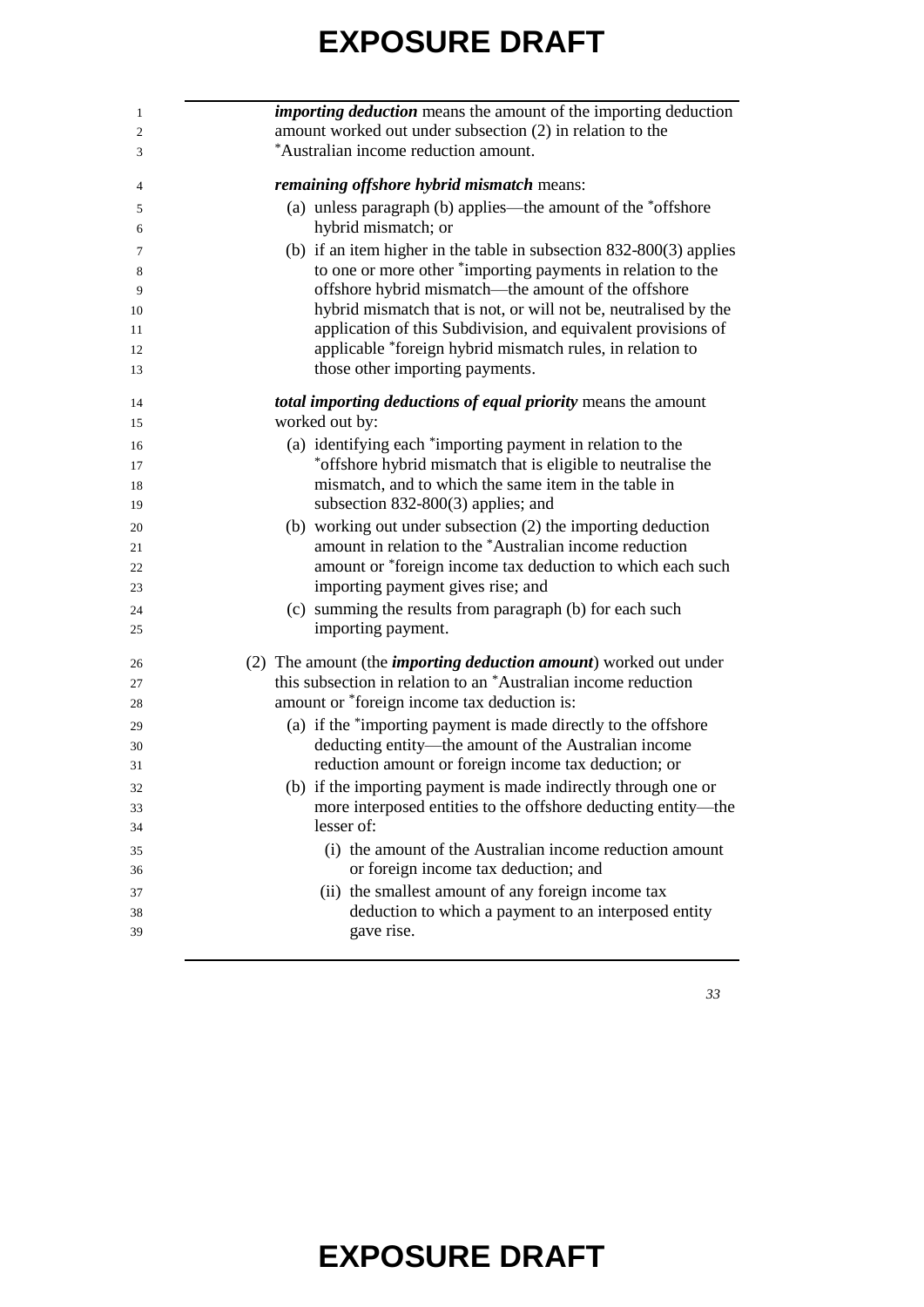***importing deduction*** means the amount of the importing deduction amount worked out under subsection (2) in relation to the *Australian income reduction amount.

***remaining offshore hybrid mismatch*** means:

(a) unless paragraph (b) applies—the amount of the *offshore hybrid mismatch; or

(b) if an item higher in the table in subsection 832-800(3) applies to one or more other *importing payments in relation to the offshore hybrid mismatch—the amount of the offshore hybrid mismatch that is not, or will not be, neutralised by the application of this Subdivision, and equivalent provisions of applicable *foreign hybrid mismatch rules, in relation to those other importing payments.

***total importing deductions of equal priority*** means the amount worked out by:

(a) identifying each *importing payment in relation to the *offshore hybrid mismatch that is eligible to neutralise the mismatch, and to which the same item in the table in subsection 832-800(3) applies; and

(b) working out under subsection (2) the importing deduction amount in relation to the *Australian income reduction amount or *foreign income tax deduction to which each such importing payment gives rise; and

(c) summing the results from paragraph (b) for each such importing payment.

(2) The amount (the ***importing deduction amount***) worked out under this subsection in relation to an *Australian income reduction amount or *foreign income tax deduction is:

(a) if the *importing payment is made directly to the offshore deducting entity—the amount of the Australian income reduction amount or foreign income tax deduction; or

(b) if the importing payment is made indirectly through one or more interposed entities to the offshore deducting entity—the lesser of:

(i) the amount of the Australian income reduction amount or foreign income tax deduction; and

(ii) the smallest amount of any foreign income tax deduction to which a payment to an interposed entity gave rise.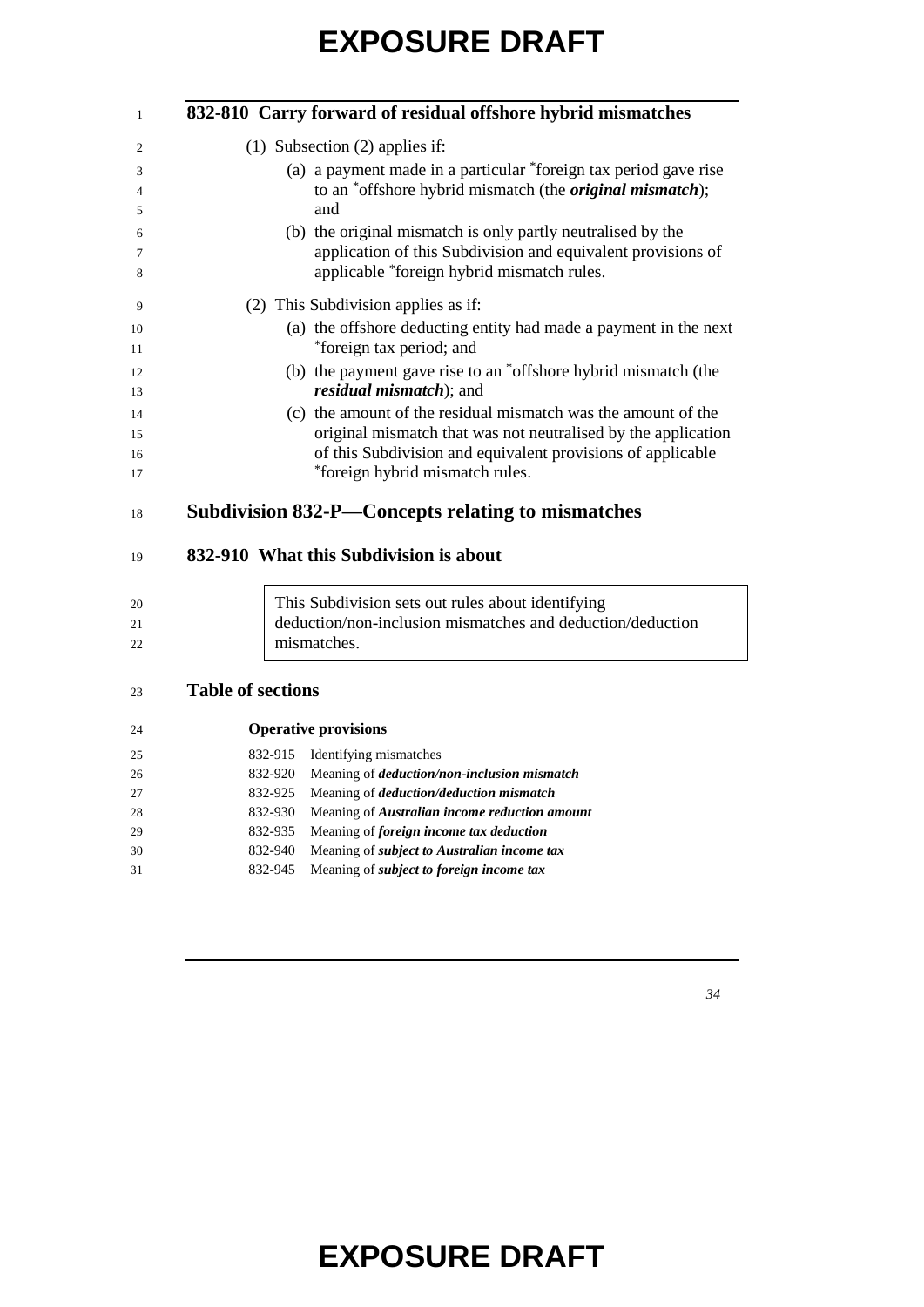### 832-810 Carry forward of residual offshore hybrid mismatches

(1) Subsection (2) applies if:

(a) a payment made in a particular *foreign tax period gave rise to an *offshore hybrid mismatch (the ***original mismatch***); and

(b) the original mismatch is only partly neutralised by the application of this Subdivision and equivalent provisions of applicable *foreign hybrid mismatch rules.

(2) This Subdivision applies as if:

(a) the offshore deducting entity had made a payment in the next *foreign tax period; and

(b) the payment gave rise to an *offshore hybrid mismatch (the ***residual mismatch***); and

(c) the amount of the residual mismatch was the amount of the original mismatch that was not neutralised by the application of this Subdivision and equivalent provisions of applicable *foreign hybrid mismatch rules.

## Subdivision 832-P—Concepts relating to mismatches

### 832-910 What this Subdivision is about

> This Subdivision sets out rules about identifying deduction/non-inclusion mismatches and deduction/deduction mismatches.

#### Table of sections

**Operative provisions**

832-915 Identifying mismatches
832-920 Meaning of ***deduction/non-inclusion mismatch***
832-925 Meaning of ***deduction/deduction mismatch***
832-930 Meaning of ***Australian income reduction amount***
832-935 Meaning of ***foreign income tax deduction***
832-940 Meaning of ***subject to Australian income tax***
832-945 Meaning of ***subject to foreign income tax***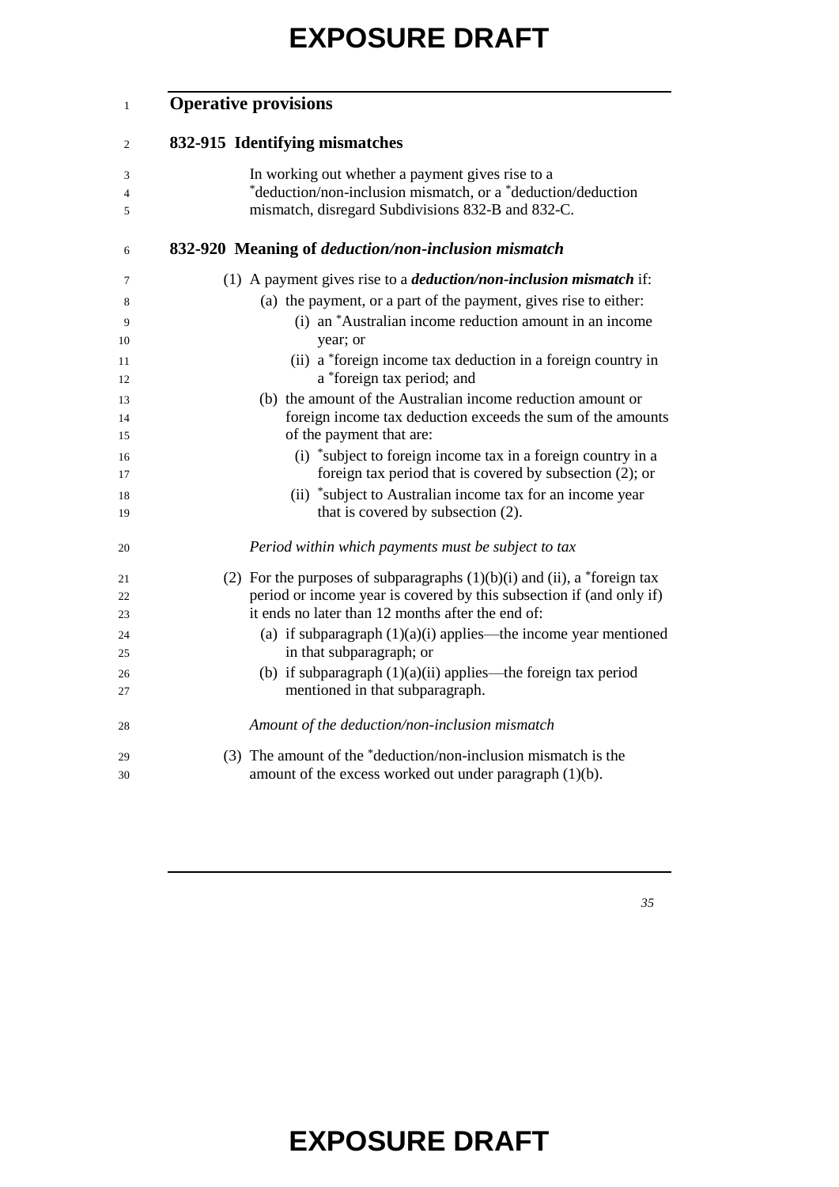## Operative provisions

### 832-915 Identifying mismatches

In working out whether a payment gives rise to a *deduction/non-inclusion mismatch, or a *deduction/deduction mismatch, disregard Subdivisions 832-B and 832-C.

### 832-920 Meaning of *deduction/non-inclusion mismatch*

(1) A payment gives rise to a ***deduction/non-inclusion mismatch*** if:

(a) the payment, or a part of the payment, gives rise to either:

(i) an *Australian income reduction amount in an income year; or

(ii) a *foreign income tax deduction in a foreign country in a *foreign tax period; and

(b) the amount of the Australian income reduction amount or foreign income tax deduction exceeds the sum of the amounts of the payment that are:

(i) *subject to foreign income tax in a foreign country in a foreign tax period that is covered by subsection (2); or

(ii) *subject to Australian income tax for an income year that is covered by subsection (2).

*Period within which payments must be subject to tax*

(2) For the purposes of subparagraphs (1)(b)(i) and (ii), a *foreign tax period or income year is covered by this subsection if (and only if) it ends no later than 12 months after the end of:

(a) if subparagraph (1)(a)(i) applies—the income year mentioned in that subparagraph; or

(b) if subparagraph (1)(a)(ii) applies—the foreign tax period mentioned in that subparagraph.

*Amount of the deduction/non-inclusion mismatch*

(3) The amount of the *deduction/non-inclusion mismatch is the amount of the excess worked out under paragraph (1)(b).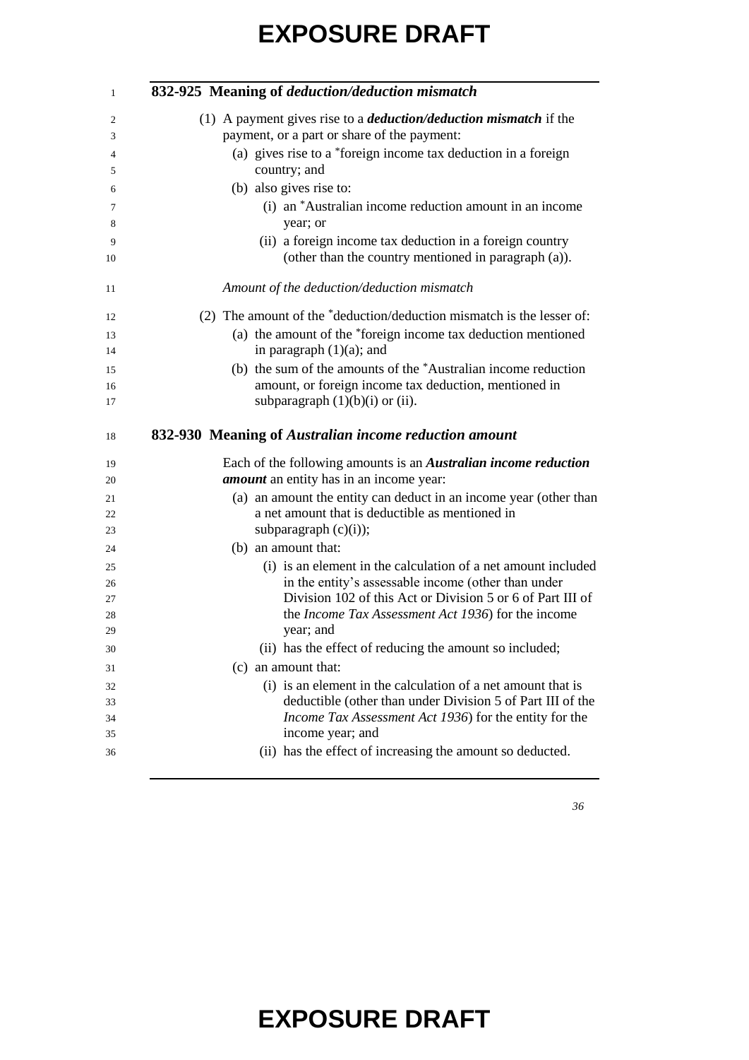### 832-925 Meaning of *deduction/deduction mismatch*

(1) A payment gives rise to a ***deduction/deduction mismatch*** if the payment, or a part or share of the payment:

- (a) gives rise to a *foreign income tax deduction in a foreign country; and
- (b) also gives rise to:
  - (i) an *Australian income reduction amount in an income year; or
  - (ii) a foreign income tax deduction in a foreign country (other than the country mentioned in paragraph (a)).

*Amount of the deduction/deduction mismatch*

(2) The amount of the *deduction/deduction mismatch is the lesser of:

- (a) the amount of the *foreign income tax deduction mentioned in paragraph (1)(a); and
- (b) the sum of the amounts of the *Australian income reduction amount, or foreign income tax deduction, mentioned in subparagraph (1)(b)(i) or (ii).

### 832-930 Meaning of *Australian income reduction amount*

Each of the following amounts is an ***Australian income reduction amount*** an entity has in an income year:

- (a) an amount the entity can deduct in an income year (other than a net amount that is deductible as mentioned in subparagraph (c)(i));
- (b) an amount that:
  - (i) is an element in the calculation of a net amount included in the entity's assessable income (other than under Division 102 of this Act or Division 5 or 6 of Part III of the *Income Tax Assessment Act 1936*) for the income year; and
  - (ii) has the effect of reducing the amount so included;
- (c) an amount that:
  - (i) is an element in the calculation of a net amount that is deductible (other than under Division 5 of Part III of the *Income Tax Assessment Act 1936*) for the entity for the income year; and
  - (ii) has the effect of increasing the amount so deducted.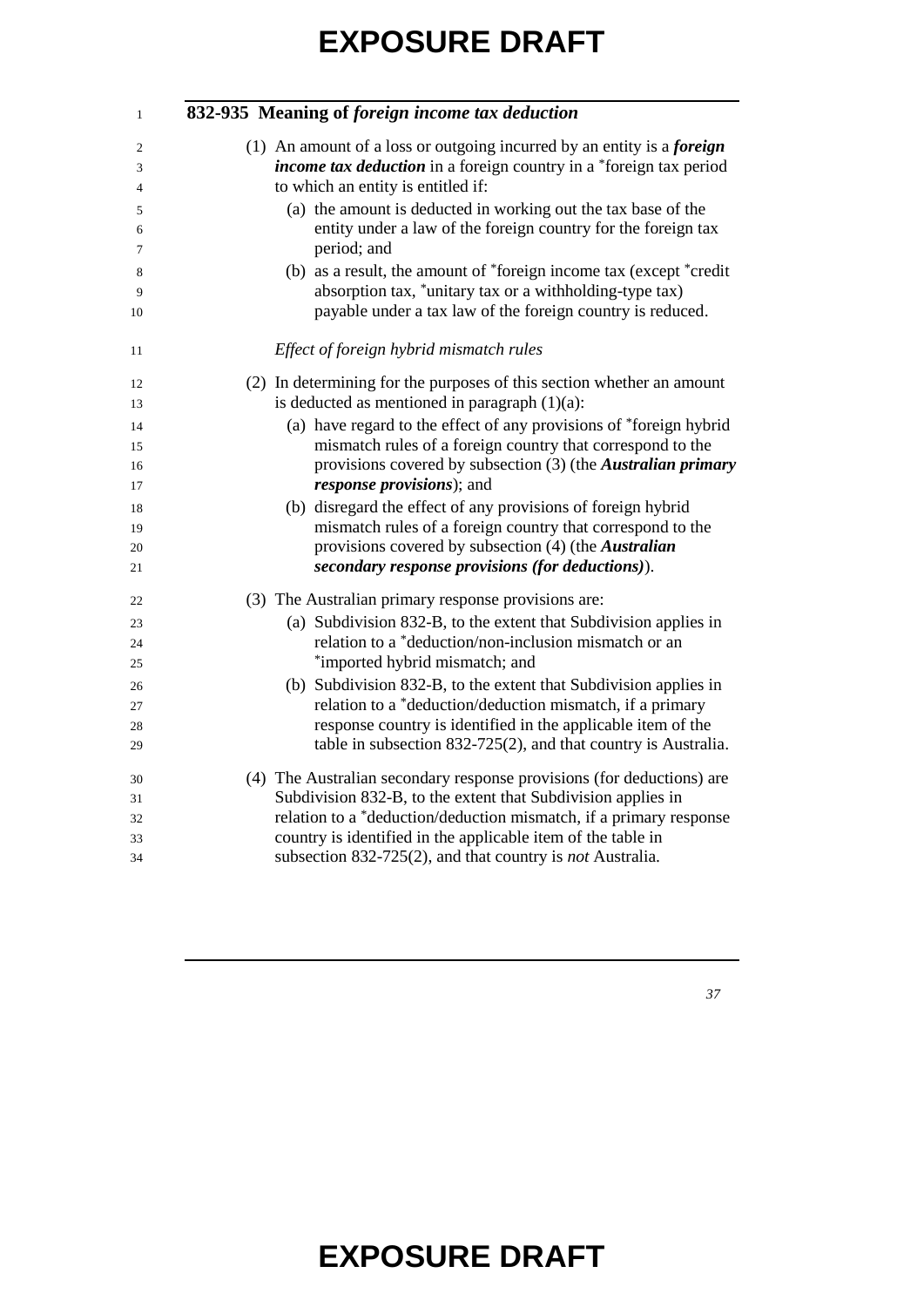## 832-935 Meaning of *foreign income tax deduction*

(1) An amount of a loss or outgoing incurred by an entity is a ***foreign income tax deduction*** in a foreign country in a *foreign tax period to which an entity is entitled if:

(a) the amount is deducted in working out the tax base of the entity under a law of the foreign country for the foreign tax period; and

(b) as a result, the amount of *foreign income tax (except *credit absorption tax, *unitary tax or a withholding-type tax) payable under a tax law of the foreign country is reduced.

*Effect of foreign hybrid mismatch rules*

(2) In determining for the purposes of this section whether an amount is deducted as mentioned in paragraph (1)(a):

(a) have regard to the effect of any provisions of *foreign hybrid mismatch rules of a foreign country that correspond to the provisions covered by subsection (3) (the ***Australian primary response provisions***); and

(b) disregard the effect of any provisions of foreign hybrid mismatch rules of a foreign country that correspond to the provisions covered by subsection (4) (the ***Australian secondary response provisions (for deductions)***).

(3) The Australian primary response provisions are:

(a) Subdivision 832-B, to the extent that Subdivision applies in relation to a *deduction/non-inclusion mismatch or an *imported hybrid mismatch; and

(b) Subdivision 832-B, to the extent that Subdivision applies in relation to a *deduction/deduction mismatch, if a primary response country is identified in the applicable item of the table in subsection 832-725(2), and that country is Australia.

(4) The Australian secondary response provisions (for deductions) are Subdivision 832-B, to the extent that Subdivision applies in relation to a *deduction/deduction mismatch, if a primary response country is identified in the applicable item of the table in subsection 832-725(2), and that country is *not* Australia.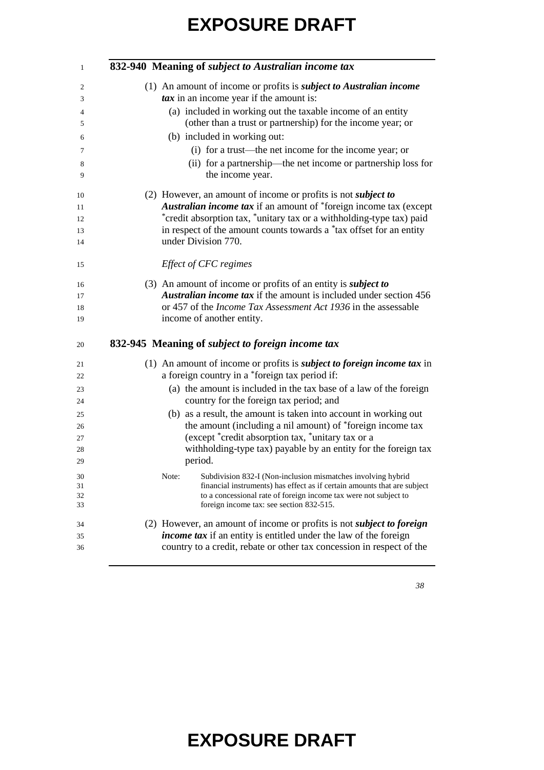## 832-940 Meaning of *subject to Australian income tax*

(1) An amount of income or profits is ***subject to Australian income tax*** in an income year if the amount is:

(a) included in working out the taxable income of an entity (other than a trust or partnership) for the income year; or

(b) included in working out:

(i) for a trust—the net income for the income year; or

(ii) for a partnership—the net income or partnership loss for the income year.

(2) However, an amount of income or profits is not ***subject to Australian income tax*** if an amount of *foreign income tax (except *credit absorption tax, *unitary tax or a withholding-type tax) paid in respect of the amount counts towards a *tax offset for an entity under Division 770.

*Effect of CFC regimes*

(3) An amount of income or profits of an entity is ***subject to Australian income tax*** if the amount is included under section 456 or 457 of the *Income Tax Assessment Act 1936* in the assessable income of another entity.

## 832-945 Meaning of *subject to foreign income tax*

(1) An amount of income or profits is ***subject to foreign income tax*** in a foreign country in a *foreign tax period if:

(a) the amount is included in the tax base of a law of the foreign country for the foreign tax period; and

(b) as a result, the amount is taken into account in working out the amount (including a nil amount) of *foreign income tax (except *credit absorption tax, *unitary tax or a withholding-type tax) payable by an entity for the foreign tax period.

Note: Subdivision 832-I (Non-inclusion mismatches involving hybrid financial instruments) has effect as if certain amounts that are subject to a concessional rate of foreign income tax were not subject to foreign income tax: see section 832-515.

(2) However, an amount of income or profits is not ***subject to foreign income tax*** if an entity is entitled under the law of the foreign country to a credit, rebate or other tax concession in respect of the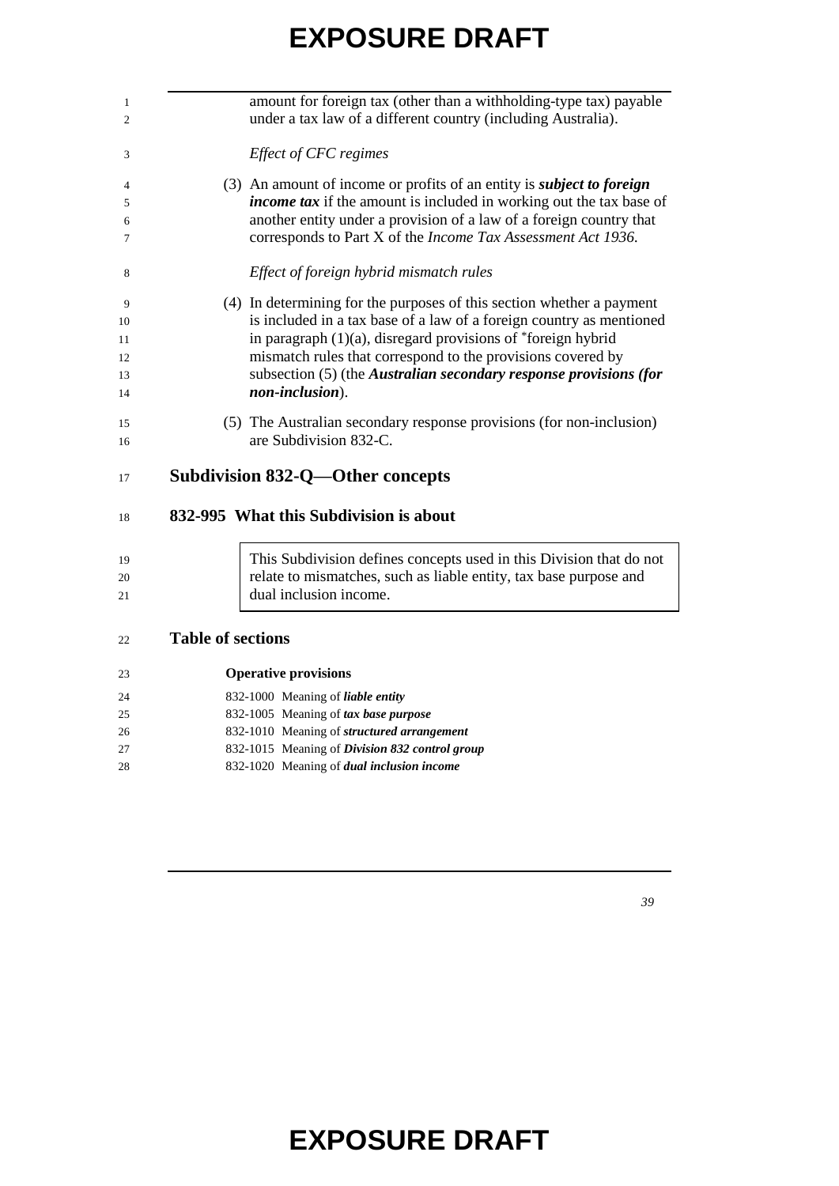amount for foreign tax (other than a withholding-type tax) payable under a tax law of a different country (including Australia).

*Effect of CFC regimes*

(3) An amount of income or profits of an entity is ***subject to foreign income tax*** if the amount is included in working out the tax base of another entity under a provision of a law of a foreign country that corresponds to Part X of the *Income Tax Assessment Act 1936.*

*Effect of foreign hybrid mismatch rules*

(4) In determining for the purposes of this section whether a payment is included in a tax base of a law of a foreign country as mentioned in paragraph (1)(a), disregard provisions of *foreign hybrid mismatch rules that correspond to the provisions covered by subsection (5) (the ***Australian secondary response provisions (for non-inclusion)***).

(5) The Australian secondary response provisions (for non-inclusion) are Subdivision 832-C.

## Subdivision 832-Q—Other concepts

### 832-995 What this Subdivision is about

This Subdivision defines concepts used in this Division that do not relate to mismatches, such as liable entity, tax base purpose and dual inclusion income.

### Table of sections

**Operative provisions**

832-1000 Meaning of ***liable entity***
832-1005 Meaning of ***tax base purpose***
832-1010 Meaning of ***structured arrangement***
832-1015 Meaning of ***Division 832 control group***
832-1020 Meaning of ***dual inclusion income***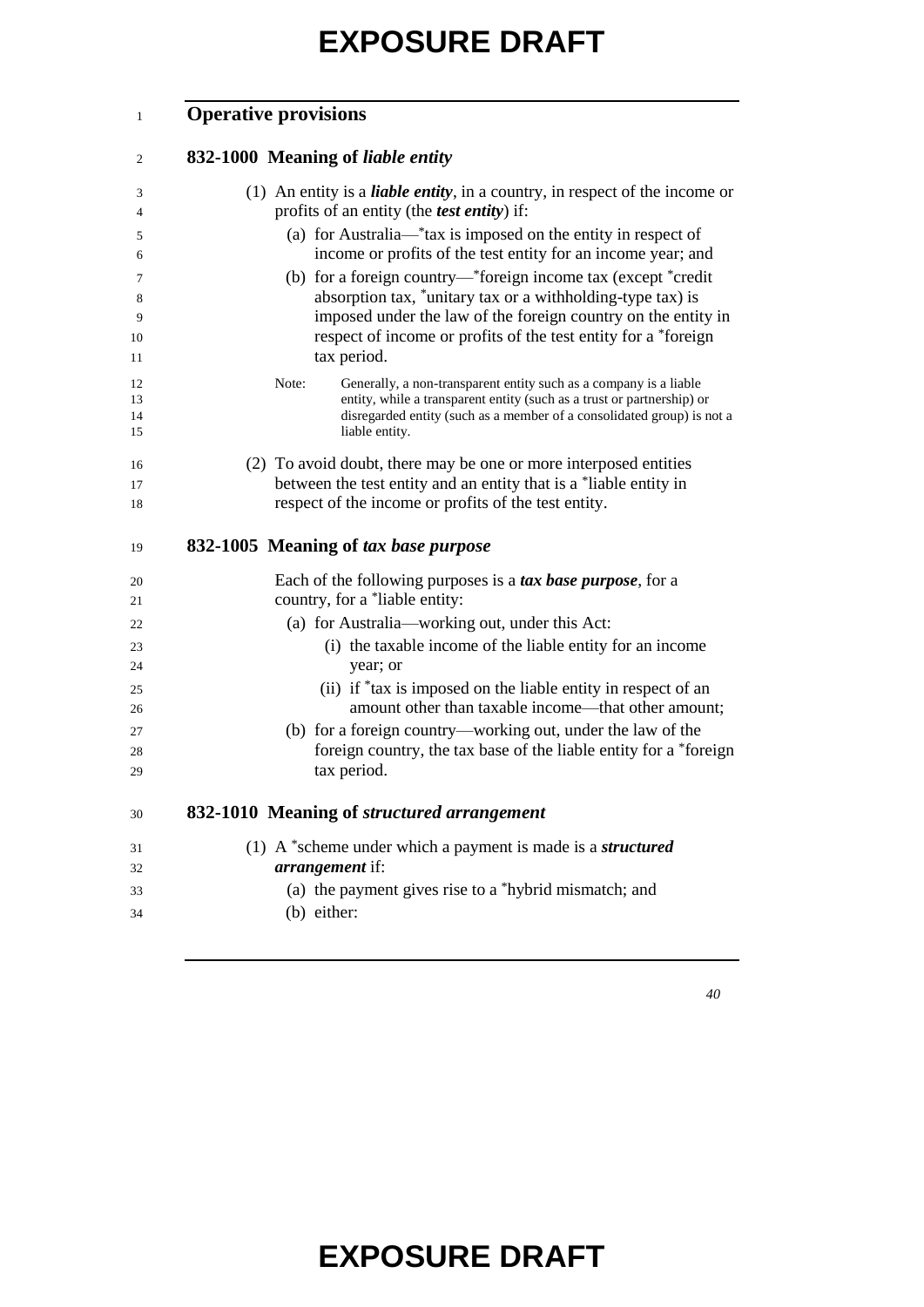## Operative provisions

### 832-1000 Meaning of *liable entity*

(1) An entity is a ***liable entity***, in a country, in respect of the income or profits of an entity (the ***test entity***) if:

(a) for Australia—*tax is imposed on the entity in respect of income or profits of the test entity for an income year; and

(b) for a foreign country—*foreign income tax (except *credit absorption tax, *unitary tax or a withholding-type tax) is imposed under the law of the foreign country on the entity in respect of income or profits of the test entity for a *foreign tax period.

Note: Generally, a non-transparent entity such as a company is a liable entity, while a transparent entity (such as a trust or partnership) or disregarded entity (such as a member of a consolidated group) is not a liable entity.

(2) To avoid doubt, there may be one or more interposed entities between the test entity and an entity that is a *liable entity in respect of the income or profits of the test entity.

### 832-1005 Meaning of *tax base purpose*

Each of the following purposes is a ***tax base purpose***, for a country, for a *liable entity:

(a) for Australia—working out, under this Act:

(i) the taxable income of the liable entity for an income year; or

(ii) if *tax is imposed on the liable entity in respect of an amount other than taxable income—that other amount;

(b) for a foreign country—working out, under the law of the foreign country, the tax base of the liable entity for a *foreign tax period.

### 832-1010 Meaning of *structured arrangement*

(1) A *scheme under which a payment is made is a ***structured arrangement*** if:

(a) the payment gives rise to a *hybrid mismatch; and

(b) either: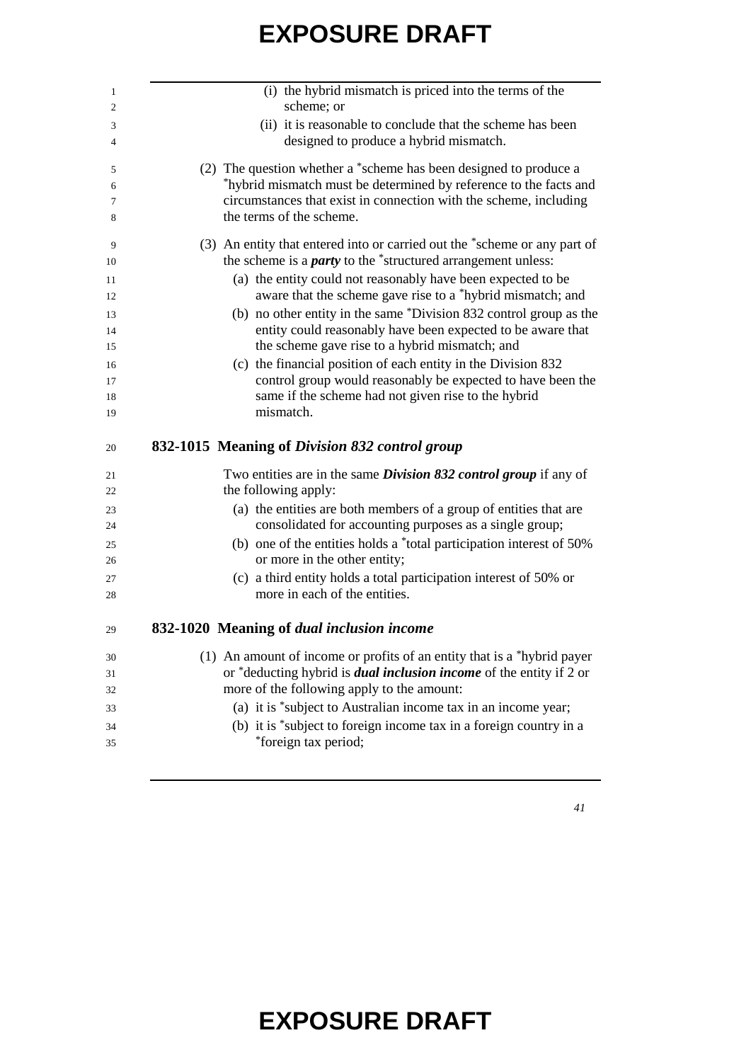(i) the hybrid mismatch is priced into the terms of the scheme; or

(ii) it is reasonable to conclude that the scheme has been designed to produce a hybrid mismatch.

(2) The question whether a *scheme has been designed to produce a *hybrid mismatch must be determined by reference to the facts and circumstances that exist in connection with the scheme, including the terms of the scheme.

(3) An entity that entered into or carried out the *scheme or any part of the scheme is a ***party*** to the *structured arrangement unless:

(a) the entity could not reasonably have been expected to be aware that the scheme gave rise to a *hybrid mismatch; and

(b) no other entity in the same *Division 832 control group as the entity could reasonably have been expected to be aware that the scheme gave rise to a hybrid mismatch; and

(c) the financial position of each entity in the Division 832 control group would reasonably be expected to have been the same if the scheme had not given rise to the hybrid mismatch.

### 832-1015 Meaning of *Division 832 control group*

Two entities are in the same ***Division 832 control group*** if any of the following apply:

(a) the entities are both members of a group of entities that are consolidated for accounting purposes as a single group;

(b) one of the entities holds a *total participation interest of 50% or more in the other entity;

(c) a third entity holds a total participation interest of 50% or more in each of the entities.

### 832-1020 Meaning of *dual inclusion income*

(1) An amount of income or profits of an entity that is a *hybrid payer or *deducting hybrid is ***dual inclusion income*** of the entity if 2 or more of the following apply to the amount:

(a) it is *subject to Australian income tax in an income year;

(b) it is *subject to foreign income tax in a foreign country in a *foreign tax period;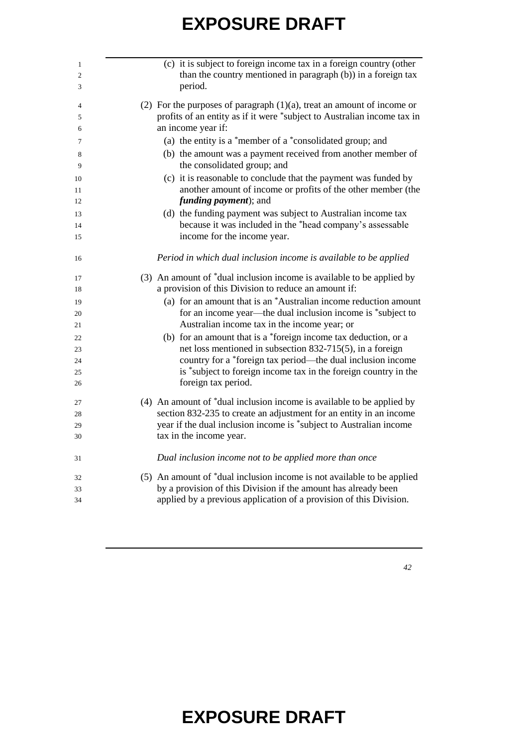(c) it is subject to foreign income tax in a foreign country (other than the country mentioned in paragraph (b)) in a foreign tax period.

(2) For the purposes of paragraph (1)(a), treat an amount of income or profits of an entity as if it were *subject to Australian income tax in an income year if:

(a) the entity is a *member of a *consolidated group; and

(b) the amount was a payment received from another member of the consolidated group; and

(c) it is reasonable to conclude that the payment was funded by another amount of income or profits of the other member (the ***funding payment***); and

(d) the funding payment was subject to Australian income tax because it was included in the *head company's assessable income for the income year.

*Period in which dual inclusion income is available to be applied*

(3) An amount of *dual inclusion income is available to be applied by a provision of this Division to reduce an amount if:

(a) for an amount that is an *Australian income reduction amount for an income year—the dual inclusion income is *subject to Australian income tax in the income year; or

(b) for an amount that is a *foreign income tax deduction, or a net loss mentioned in subsection 832-715(5), in a foreign country for a *foreign tax period—the dual inclusion income is *subject to foreign income tax in the foreign country in the foreign tax period.

(4) An amount of *dual inclusion income is available to be applied by section 832-235 to create an adjustment for an entity in an income year if the dual inclusion income is *subject to Australian income tax in the income year.

*Dual inclusion income not to be applied more than once*

(5) An amount of *dual inclusion income is not available to be applied by a provision of this Division if the amount has already been applied by a previous application of a provision of this Division.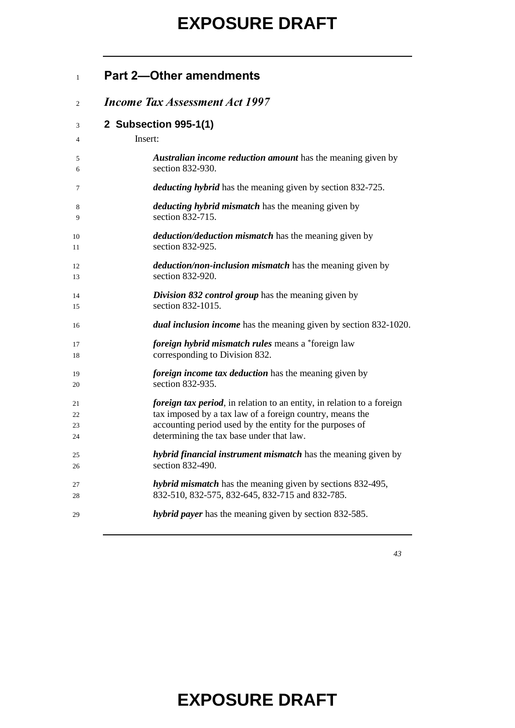## Part 2—Other amendments

### *Income Tax Assessment Act 1997*

### 2 Subsection 995-1(1)

Insert:

***Australian income reduction amount*** has the meaning given by section 832-930.

***deducting hybrid*** has the meaning given by section 832-725.

***deducting hybrid mismatch*** has the meaning given by section 832-715.

***deduction/deduction mismatch*** has the meaning given by section 832-925.

***deduction/non-inclusion mismatch*** has the meaning given by section 832-920.

***Division 832 control group*** has the meaning given by section 832-1015.

***dual inclusion income*** has the meaning given by section 832-1020.

***foreign hybrid mismatch rules*** means a *foreign law corresponding to Division 832.

***foreign income tax deduction*** has the meaning given by section 832-935.

***foreign tax period***, in relation to an entity, in relation to a foreign tax imposed by a tax law of a foreign country, means the accounting period used by the entity for the purposes of determining the tax base under that law.

***hybrid financial instrument mismatch*** has the meaning given by section 832-490.

***hybrid mismatch*** has the meaning given by sections 832-495, 832-510, 832-575, 832-645, 832-715 and 832-785.

***hybrid payer*** has the meaning given by section 832-585.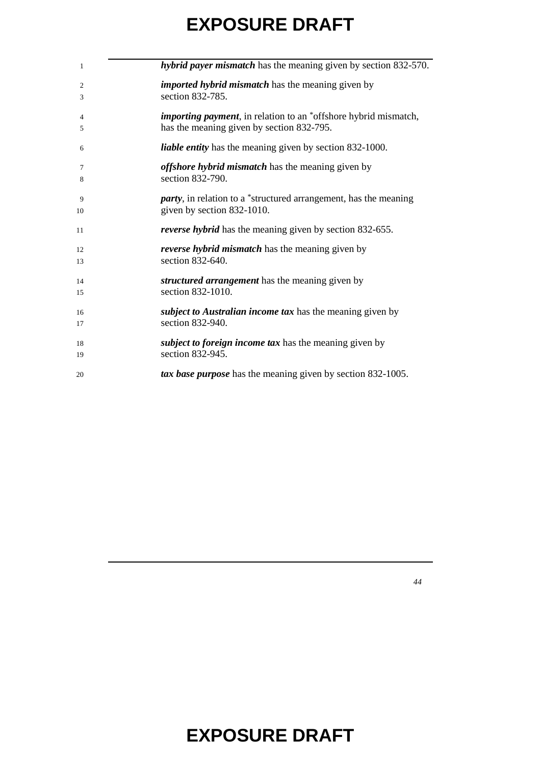***hybrid payer mismatch*** has the meaning given by section 832-570.

***imported hybrid mismatch*** has the meaning given by section 832-785.

***importing payment***, in relation to an *offshore hybrid mismatch, has the meaning given by section 832-795.

***liable entity*** has the meaning given by section 832-1000.

***offshore hybrid mismatch*** has the meaning given by section 832-790.

***party***, in relation to a *structured arrangement, has the meaning given by section 832-1010.

***reverse hybrid*** has the meaning given by section 832-655.

***reverse hybrid mismatch*** has the meaning given by section 832-640.

***structured arrangement*** has the meaning given by section 832-1010.

***subject to Australian income tax*** has the meaning given by section 832-940.

***subject to foreign income tax*** has the meaning given by section 832-945.

***tax base purpose*** has the meaning given by section 832-1005.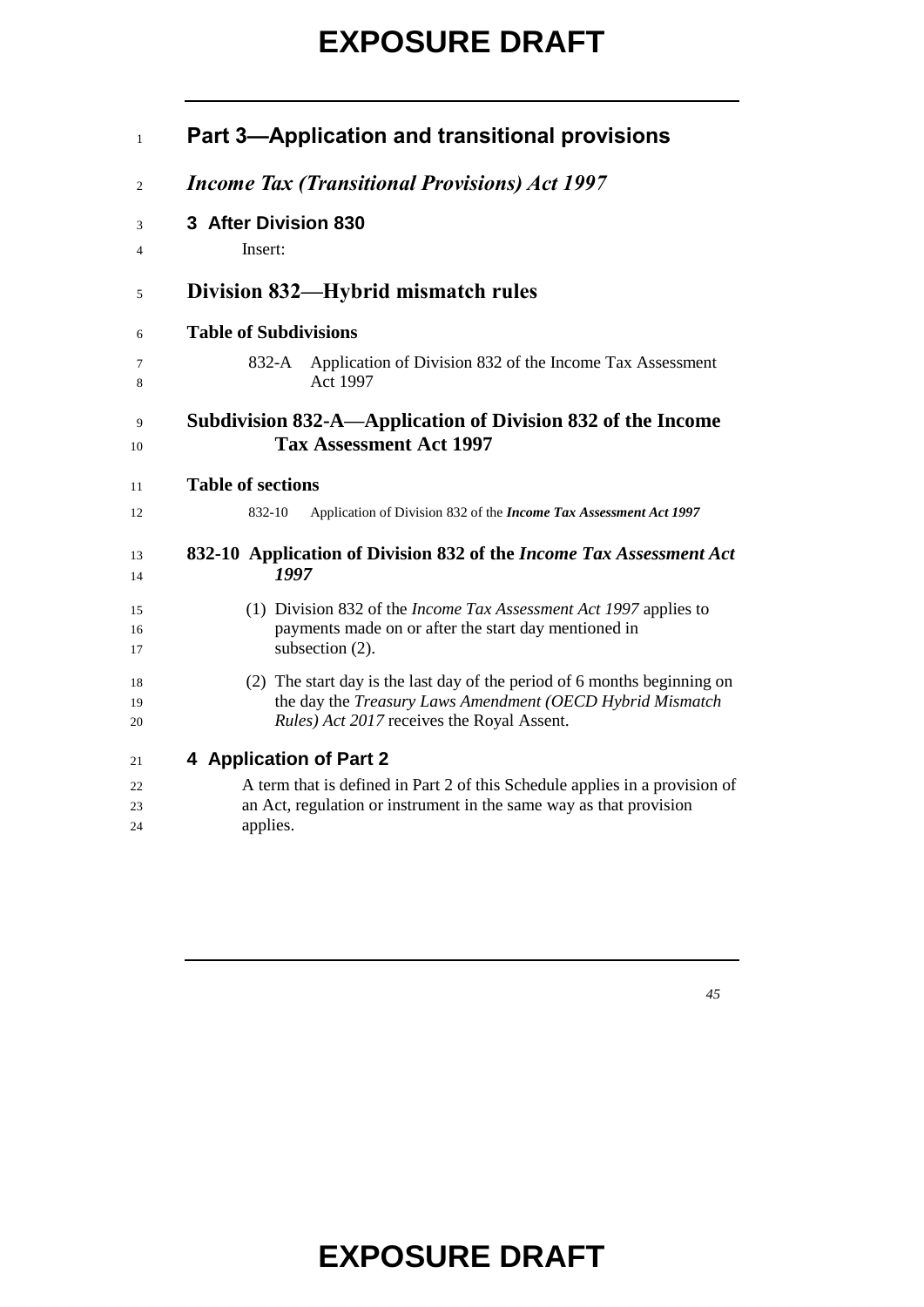## Part 3—Application and transitional provisions

### *Income Tax (Transitional Provisions) Act 1997*

**3 After Division 830**

Insert:

## Division 832—Hybrid mismatch rules

**Table of Subdivisions**

832-A Application of Division 832 of the Income Tax Assessment Act 1997

### Subdivision 832-A—Application of Division 832 of the Income Tax Assessment Act 1997

**Table of sections**

832-10 Application of Division 832 of the ***Income Tax Assessment Act 1997***

#### 832-10 Application of Division 832 of the *Income Tax Assessment Act 1997*

(1) Division 832 of the *Income Tax Assessment Act 1997* applies to payments made on or after the start day mentioned in subsection (2).

(2) The start day is the last day of the period of 6 months beginning on the day the *Treasury Laws Amendment (OECD Hybrid Mismatch Rules) Act 2017* receives the Royal Assent.

**4 Application of Part 2**

A term that is defined in Part 2 of this Schedule applies in a provision of an Act, regulation or instrument in the same way as that provision applies.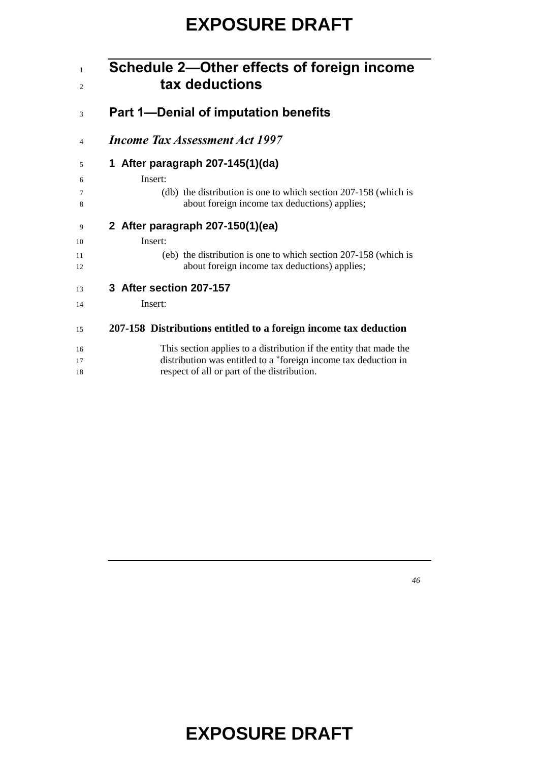# Schedule 2—Other effects of foreign income tax deductions

## Part 1—Denial of imputation benefits

*Income Tax Assessment Act 1997*

### 1 After paragraph 207-145(1)(da)

Insert:

(db) the distribution is one to which section 207-158 (which is about foreign income tax deductions) applies;

### 2 After paragraph 207-150(1)(ea)

Insert:

(eb) the distribution is one to which section 207-158 (which is about foreign income tax deductions) applies;

### 3 After section 207-157

Insert:

**207-158 Distributions entitled to a foreign income tax deduction**

This section applies to a distribution if the entity that made the distribution was entitled to a *foreign income tax deduction in respect of all or part of the distribution.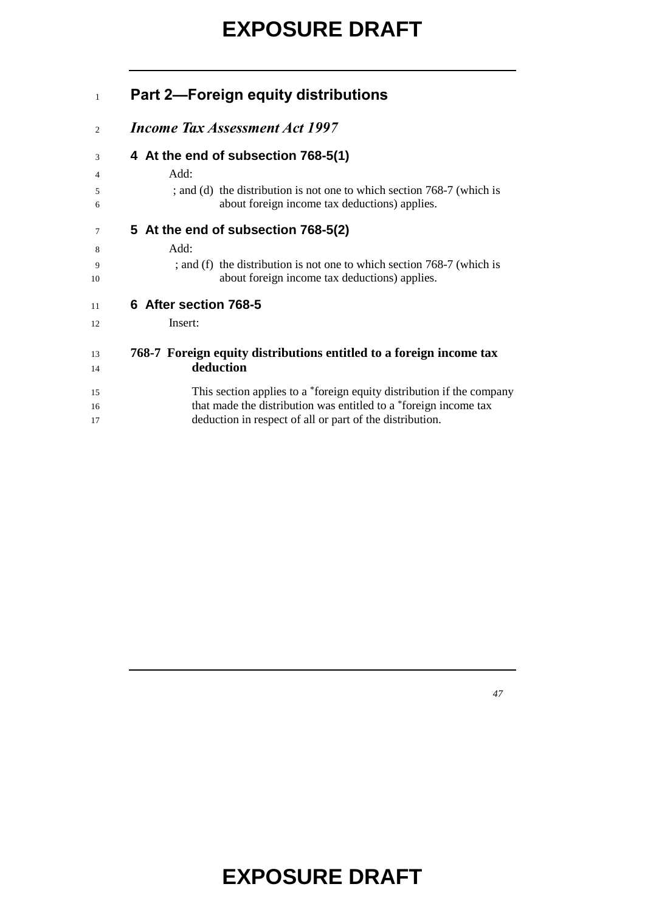## Part 2—Foreign equity distributions

### *Income Tax Assessment Act 1997*

#### 4 At the end of subsection 768-5(1)

Add:

; and (d) the distribution is not one to which section 768-7 (which is about foreign income tax deductions) applies.

#### 5 At the end of subsection 768-5(2)

Add:

; and (f) the distribution is not one to which section 768-7 (which is about foreign income tax deductions) applies.

#### 6 After section 768-5

Insert:

**768-7 Foreign equity distributions entitled to a foreign income tax deduction**

This section applies to a *foreign equity distribution if the company that made the distribution was entitled to a *foreign income tax deduction in respect of all or part of the distribution.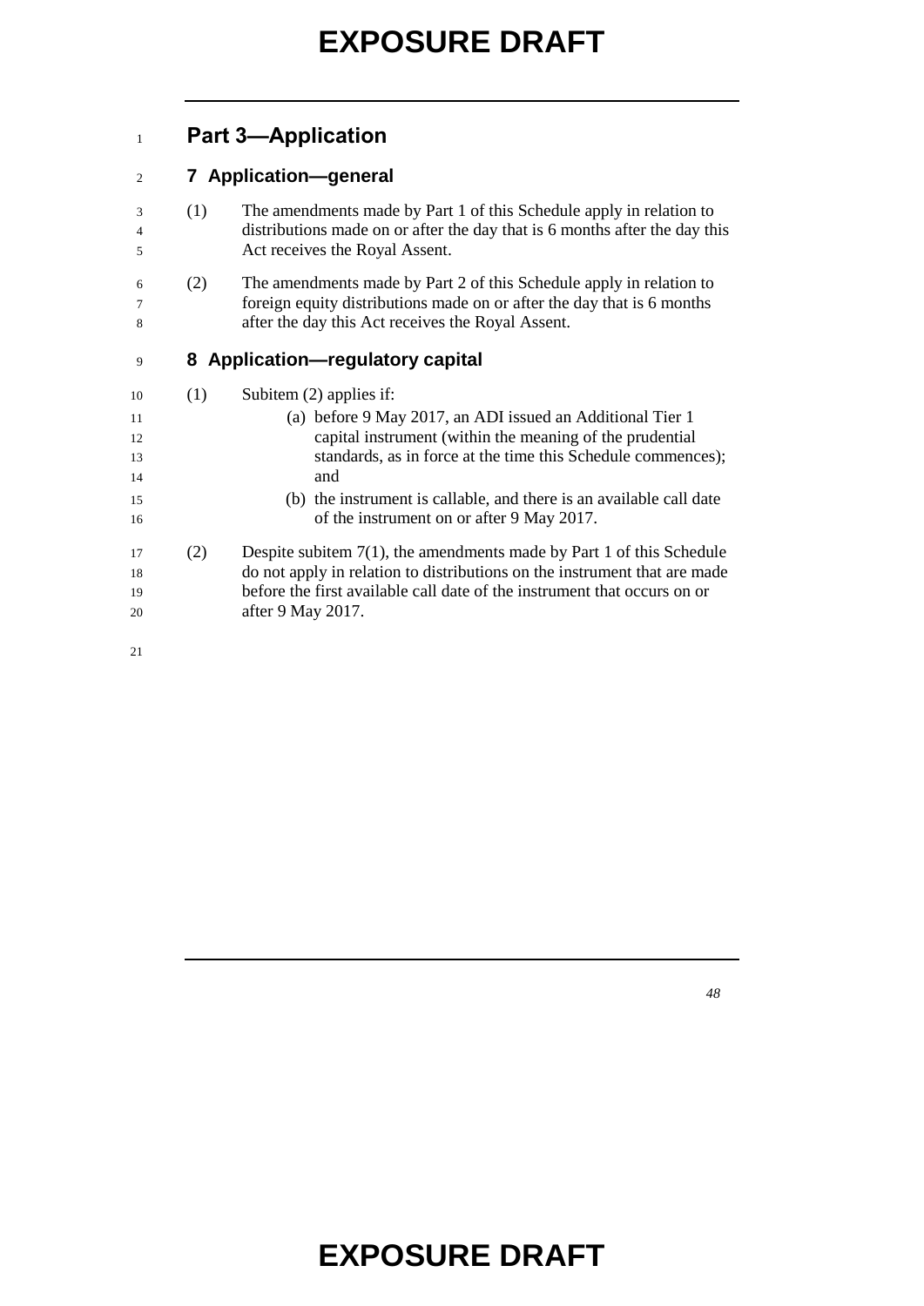## Part 3—Application

### 7 Application—general

(1) The amendments made by Part 1 of this Schedule apply in relation to distributions made on or after the day that is 6 months after the day this Act receives the Royal Assent.

(2) The amendments made by Part 2 of this Schedule apply in relation to foreign equity distributions made on or after the day that is 6 months after the day this Act receives the Royal Assent.

### 8 Application—regulatory capital

(1) Subitem (2) applies if:

(a) before 9 May 2017, an ADI issued an Additional Tier 1 capital instrument (within the meaning of the prudential standards, as in force at the time this Schedule commences); and

(b) the instrument is callable, and there is an available call date of the instrument on or after 9 May 2017.

(2) Despite subitem 7(1), the amendments made by Part 1 of this Schedule do not apply in relation to distributions on the instrument that are made before the first available call date of the instrument that occurs on or after 9 May 2017.